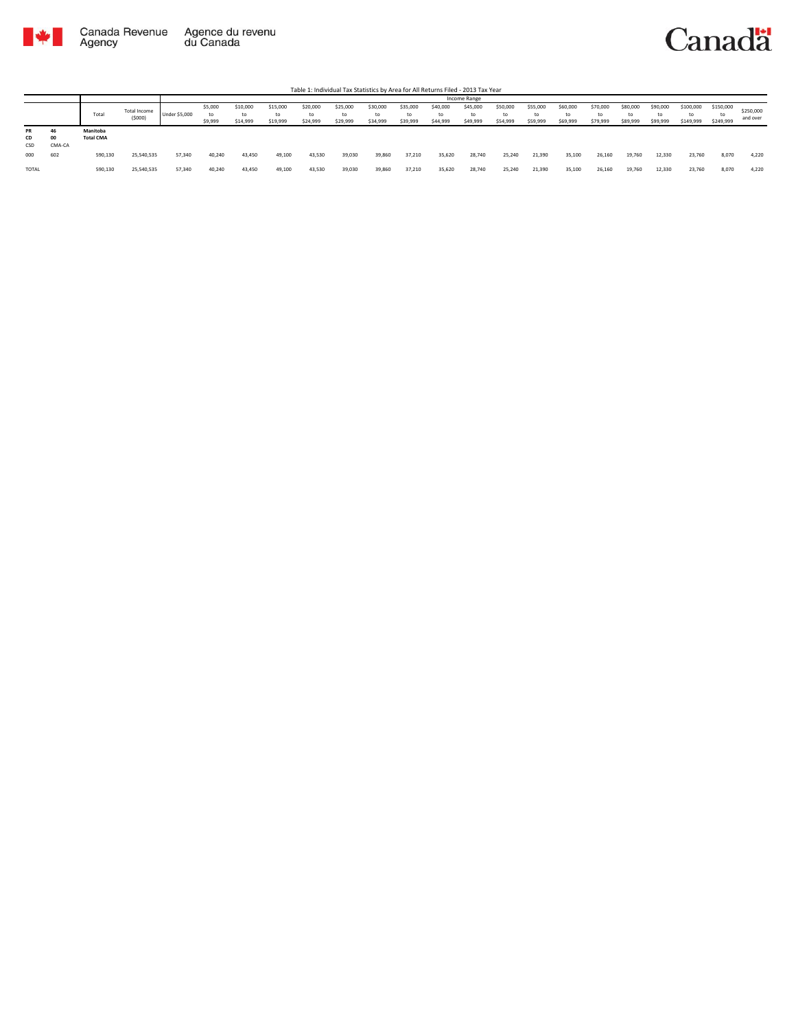Canada Revenue Agency / Agence du revenu du Canada

Canada

Table 1: Individual Tax Statistics by Area for All Returns Filed - 2013 Tax Year

| | | Total | Total Income ($000) | Income Range | | | | | | | | | | | | | | | | | | | |
|---|---|---|---|---|---|---|---|---|---|---|---|---|---|---|---|---|---|---|---|---|---|---|---|
| | | | | Under $5,000 | $5,000 to $9,999 | $10,000 to $14,999 | $15,000 to $19,999 | $20,000 to $24,999 | $25,000 to $29,999 | $30,000 to $34,999 | $35,000 to $39,999 | $40,000 to $44,999 | $45,000 to $49,999 | $50,000 to $54,999 | $55,000 to $59,999 | $60,000 to $69,999 | $70,000 to $79,999 | $80,000 to $89,999 | $90,000 to $99,999 | $100,000 to $149,999 | $150,000 to $249,999 | $250,000 and over |
| **PR** / **CD** / CSD | **46** / **00** / CMA-CA | **Manitoba** / **Total CMA** | | | | | | | | | | | | | | | | | | | | |
| 000 | 602 | 590,130 | 25,540,535 | 57,340 | 40,240 | 43,450 | 49,100 | 43,530 | 39,030 | 39,860 | 37,210 | 35,620 | 28,740 | 25,240 | 21,390 | 35,100 | 26,160 | 19,760 | 12,330 | 23,760 | 8,070 | 4,220 |
| TOTAL | | 590,130 | 25,540,535 | 57,340 | 40,240 | 43,450 | 49,100 | 43,530 | 39,030 | 39,860 | 37,210 | 35,620 | 28,740 | 25,240 | 21,390 | 35,100 | 26,160 | 19,760 | 12,330 | 23,760 | 8,070 | 4,220 |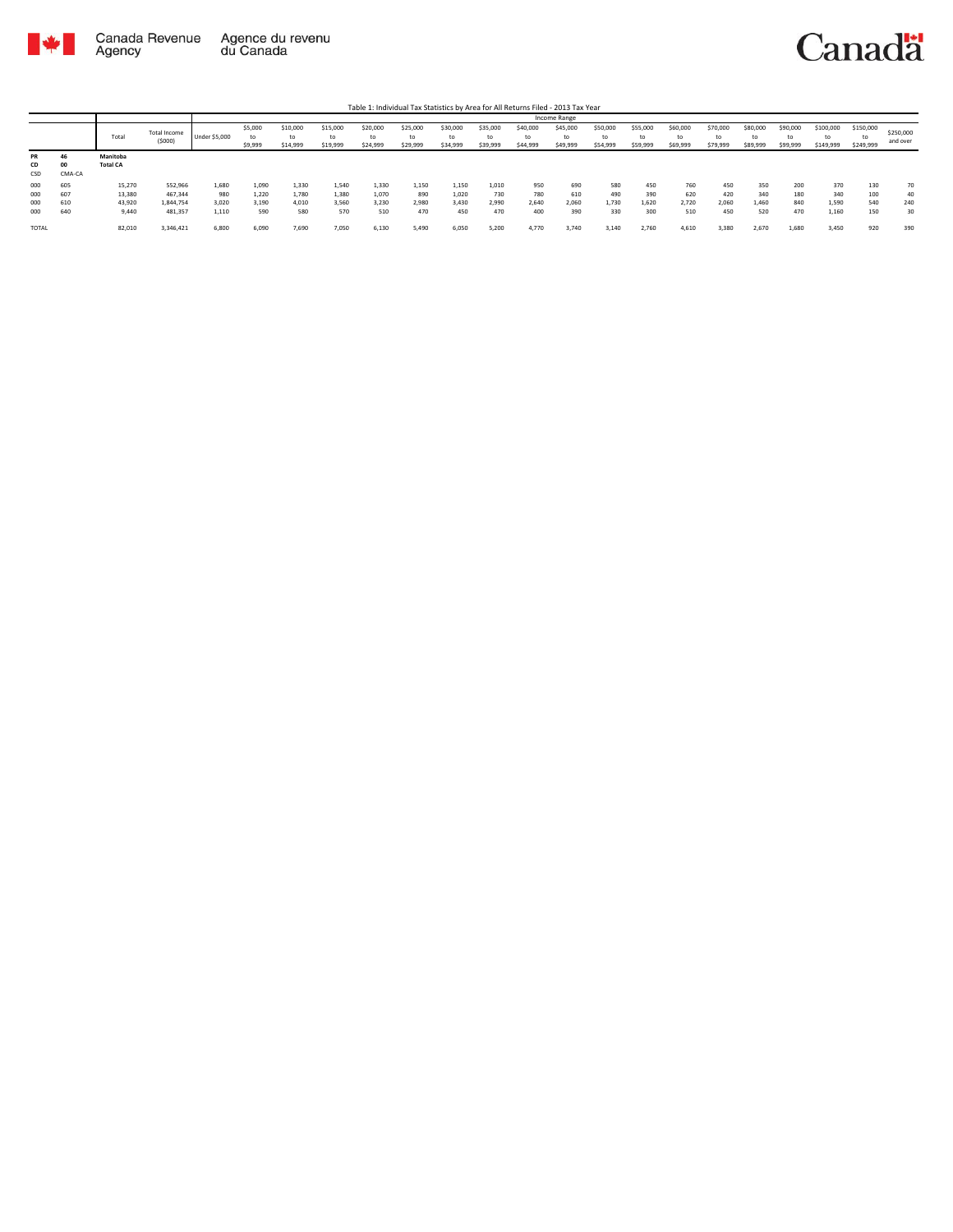Table 1: Individual Tax Statistics by Area for All Returns Filed - 2013 Tax Year

| | | Total | Total Income ($000) | Income Range | | | | | | | | | | | | | | | | | | |
|---|---|---|---|---|---|---|---|---|---|---|---|---|---|---|---|---|---|---|---|---|---|---|
| | | | | Under $5,000 | $5,000 to $9,999 | $10,000 to $14,999 | $15,000 to $19,999 | $20,000 to $24,999 | $25,000 to $29,999 | $30,000 to $34,999 | $35,000 to $39,999 | $40,000 to $44,999 | $45,000 to $49,999 | $50,000 to $54,999 | $55,000 to $59,999 | $60,000 to $69,999 | $70,000 to $79,999 | $80,000 to $89,999 | $90,000 to $99,999 | $100,000 to $149,999 | $150,000 to $249,999 | $250,000 and over |
| PR<br>CD<br>CSD | 46<br>00<br>CMA-CA | Manitoba<br>Total CA | | | | | | | | | | | | | | | | | | | | |
| 000 | 605 | 15,270 | 552,966 | 1,680 | 1,090 | 1,330 | 1,540 | 1,330 | 1,150 | 1,150 | 1,010 | 950 | 690 | 580 | 450 | 760 | 450 | 350 | 200 | 370 | 130 | 70 |
| 000 | 607 | 13,380 | 467,344 | 980 | 1,220 | 1,780 | 1,380 | 1,070 | 890 | 1,020 | 730 | 780 | 610 | 490 | 390 | 620 | 420 | 340 | 180 | 340 | 100 | 40 |
| 000 | 610 | 43,920 | 1,844,754 | 3,020 | 3,190 | 4,010 | 3,560 | 3,230 | 2,980 | 3,430 | 2,990 | 2,640 | 2,060 | 1,730 | 1,620 | 2,720 | 2,060 | 1,460 | 840 | 1,590 | 540 | 240 |
| 000 | 640 | 9,440 | 481,357 | 1,110 | 590 | 580 | 570 | 510 | 470 | 450 | 470 | 400 | 390 | 330 | 300 | 510 | 450 | 520 | 470 | 1,160 | 150 | 30 |
| TOTAL | | 82,010 | 3,346,421 | 6,800 | 6,090 | 7,690 | 7,050 | 6,130 | 5,490 | 6,050 | 5,200 | 4,770 | 3,740 | 3,140 | 2,760 | 4,610 | 3,380 | 2,670 | 1,680 | 3,450 | 920 | 390 |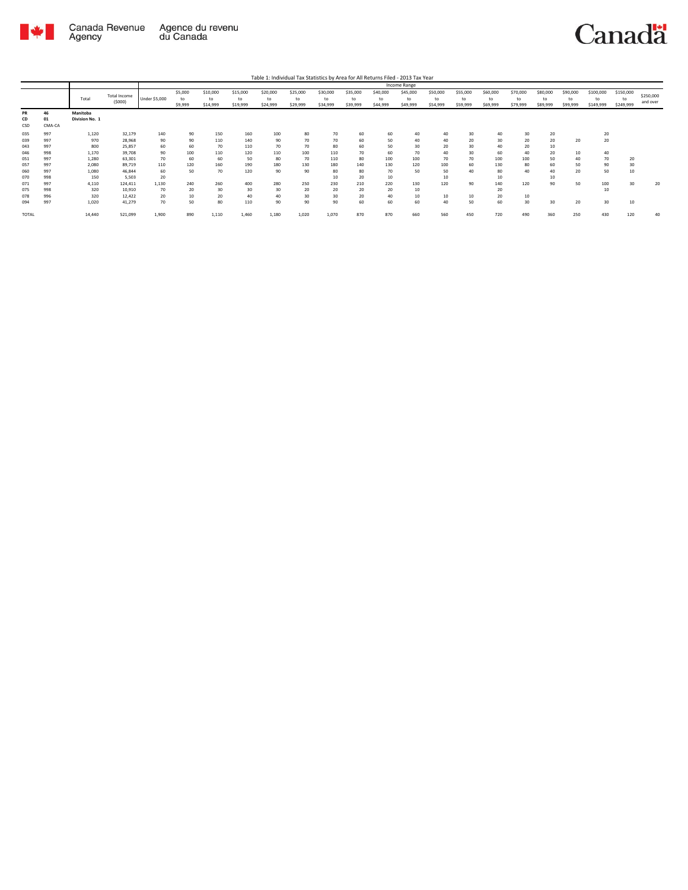Table 1: Individual Tax Statistics by Area for All Returns Filed - 2013 Tax Year

| | | Total | Total Income ($000) | Income Range | | | | | | | | | | | | | | | | | | |
|---|---|---|---|---|---|---|---|---|---|---|---|---|---|---|---|---|---|---|---|---|---|---|
| | | | | Under $5,000 | $5,000 to $9,999 | $10,000 to $14,999 | $15,000 to $19,999 | $20,000 to $24,999 | $25,000 to $29,999 | $30,000 to $34,999 | $35,000 to $39,999 | $40,000 to $44,999 | $45,000 to $49,999 | $50,000 to $54,999 | $55,000 to $59,999 | $60,000 to $69,999 | $70,000 to $79,999 | $80,000 to $89,999 | $90,000 to $99,999 | $100,000 to $149,999 | $150,000 to $249,999 | $250,000 and over |
| PR | 46 | Manitoba | | | | | | | | | | | | | | | | | | | | |
| CD | 01 | Division No. 1 | | | | | | | | | | | | | | | | | | | | |
| CSD | CMA-CA | | | | | | | | | | | | | | | | | | | | | |
| 035 | 997 | 1,120 | 32,179 | 140 | 90 | 150 | 160 | 100 | 80 | 70 | 60 | 60 | 40 | 40 | 30 | 40 | 30 | 20 | | 20 | | |
| 039 | 997 | 970 | 28,968 | 90 | 90 | 110 | 140 | 90 | 70 | 70 | 60 | 50 | 40 | 40 | 20 | 30 | 20 | 20 | 20 | 20 | | |
| 043 | 997 | 800 | 25,857 | 60 | 60 | 70 | 110 | 70 | 70 | 80 | 60 | 50 | 30 | 20 | 30 | 40 | 20 | 10 | | | | |
| 046 | 998 | 1,170 | 39,708 | 90 | 100 | 110 | 120 | 110 | 100 | 110 | 70 | 60 | 70 | 40 | 30 | 60 | 40 | 20 | 10 | 40 | | |
| 051 | 997 | 1,280 | 63,301 | 70 | 60 | 60 | 50 | 80 | 70 | 110 | 80 | 100 | 100 | 70 | 70 | 100 | 100 | 50 | 40 | 70 | 20 | |
| 057 | 997 | 2,080 | 89,719 | 110 | 120 | 160 | 190 | 180 | 130 | 180 | 140 | 130 | 120 | 100 | 60 | 130 | 80 | 60 | 50 | 90 | 30 | |
| 060 | 997 | 1,080 | 46,844 | 60 | 50 | 70 | 120 | 90 | 90 | 80 | 80 | 70 | 50 | 50 | 40 | 80 | 40 | 40 | 20 | 50 | 10 | |
| 070 | 998 | 150 | 5,503 | 20 | | | | | | 10 | 20 | 10 | | 10 | | 10 | | 10 | | | | |
| 071 | 997 | 4,110 | 124,411 | 1,130 | 240 | 260 | 400 | 280 | 250 | 230 | 210 | 220 | 130 | 120 | 90 | 140 | 120 | 90 | 50 | 100 | 30 | 20 |
| 075 | 998 | 320 | 10,910 | 70 | 20 | 30 | 30 | 30 | 20 | 20 | 20 | 20 | 10 | | | 20 | | | | 10 | | |
| 078 | 996 | 320 | 12,422 | 20 | 10 | 20 | 40 | 40 | 30 | 30 | 20 | 40 | 10 | 10 | 10 | 20 | 10 | | | | | |
| 094 | 997 | 1,020 | 41,279 | 70 | 50 | 80 | 110 | 90 | 90 | 90 | 60 | 60 | 60 | 40 | 50 | 60 | 30 | 30 | 20 | 30 | 10 | |
| TOTAL | | 14,440 | 521,099 | 1,900 | 890 | 1,110 | 1,460 | 1,180 | 1,020 | 1,070 | 870 | 870 | 660 | 560 | 450 | 720 | 490 | 360 | 250 | 430 | 120 | 40 |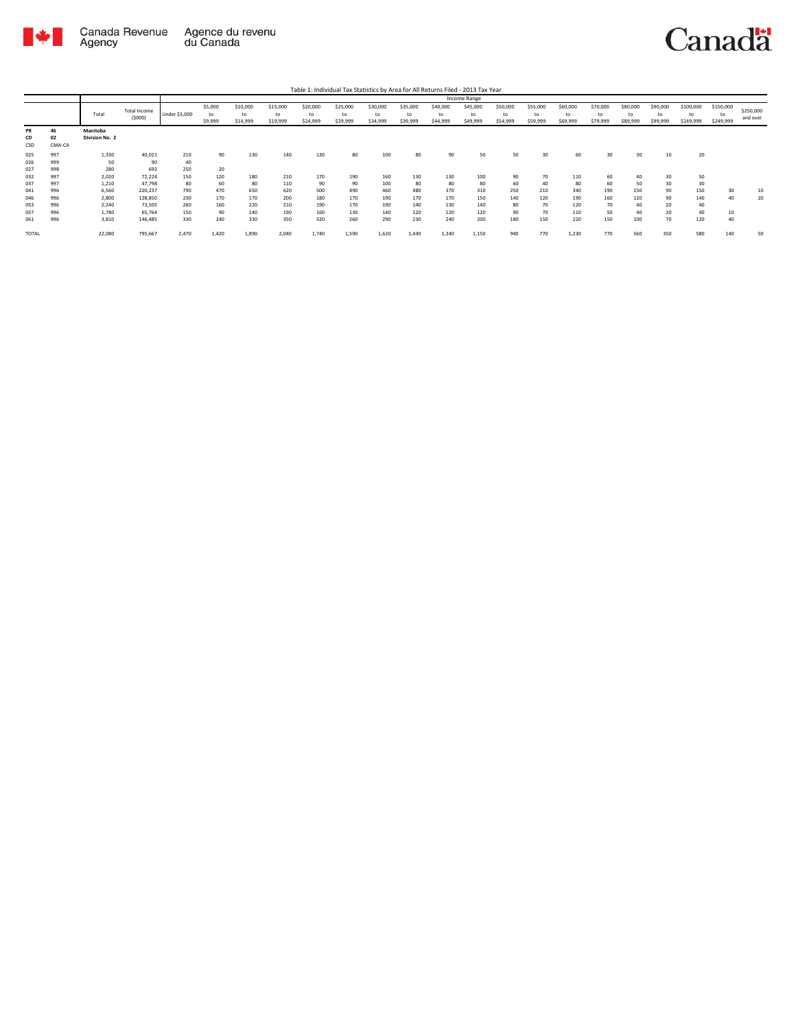Table 1: Individual Tax Statistics by Area for All Returns Filed - 2013 Tax Year

| | | Total | Total Income ($000) | Income Range | | | | | | | | | | | | | | | | | | | |
|---|---|---|---|---|---|---|---|---|---|---|---|---|---|---|---|---|---|---|---|---|---|---|---|
| | | | | Under $5,000 | $5,000 to $9,999 | $10,000 to $14,999 | $15,000 to $19,999 | $20,000 to $24,999 | $25,000 to $29,999 | $30,000 to $34,999 | $35,000 to $39,999 | $40,000 to $44,999 | $45,000 to $49,999 | $50,000 to $54,999 | $55,000 to $59,999 | $60,000 to $69,999 | $70,000 to $79,999 | $80,000 to $89,999 | $90,000 to $99,999 | $100,000 to $149,999 | $150,000 to $249,999 | $250,000 and over |
| **PR** | **46** | **Manitoba** | | | | | | | | | | | | | | | | | | | | | |
| **CD** | **02** | **Division No. 2** | | | | | | | | | | | | | | | | | | | | | |
| CSD | CMA-CA | | | | | | | | | | | | | | | | | | | | | | |
| 025 | 997 | 1,330 | 40,021 | 210 | 90 | 130 | 140 | 130 | 80 | 100 | 80 | 90 | 50 | 50 | 30 | 60 | 30 | 30 | 10 | 20 | | |
| 026 | 999 | 50 | 90 | 40 | | | | | | | | | | | | | | | | | | |
| 027 | 998 | 280 | 692 | 250 | 20 | | | | | | | | | | | | | | | | | |
| 032 | 997 | 2,020 | 72,224 | 150 | 120 | 180 | 210 | 170 | 190 | 160 | 130 | 130 | 100 | 90 | 70 | 110 | 60 | 40 | 30 | 50 | | |
| 037 | 997 | 1,210 | 47,798 | 80 | 60 | 80 | 110 | 90 | 90 | 100 | 80 | 80 | 80 | 60 | 40 | 80 | 60 | 50 | 30 | 30 | | |
| 041 | 996 | 6,560 | 220,237 | 790 | 470 | 650 | 620 | 500 | 490 | 460 | 480 | 370 | 310 | 250 | 210 | 340 | 190 | 150 | 90 | 150 | 30 | 10 |
| 046 | 996 | 2,800 | 128,850 | 230 | 170 | 170 | 200 | 180 | 170 | 190 | 170 | 170 | 150 | 140 | 120 | 190 | 160 | 120 | 90 | 140 | 40 | 20 |
| 053 | 996 | 2,240 | 73,505 | 260 | 160 | 220 | 210 | 190 | 170 | 190 | 140 | 130 | 140 | 80 | 70 | 120 | 70 | 40 | 20 | 40 | | |
| 057 | 996 | 1,780 | 65,764 | 150 | 90 | 140 | 190 | 160 | 130 | 140 | 120 | 120 | 120 | 90 | 70 | 110 | 50 | 40 | 20 | 40 | 10 | |
| 061 | 996 | 3,810 | 146,485 | 330 | 240 | 330 | 350 | 320 | 260 | 290 | 230 | 240 | 200 | 180 | 150 | 220 | 150 | 100 | 70 | 120 | 40 | |
| TOTAL | | 22,080 | 795,667 | 2,470 | 1,420 | 1,890 | 2,040 | 1,740 | 1,590 | 1,620 | 1,440 | 1,340 | 1,150 | 940 | 770 | 1,230 | 770 | 560 | 350 | 580 | 140 | 50 |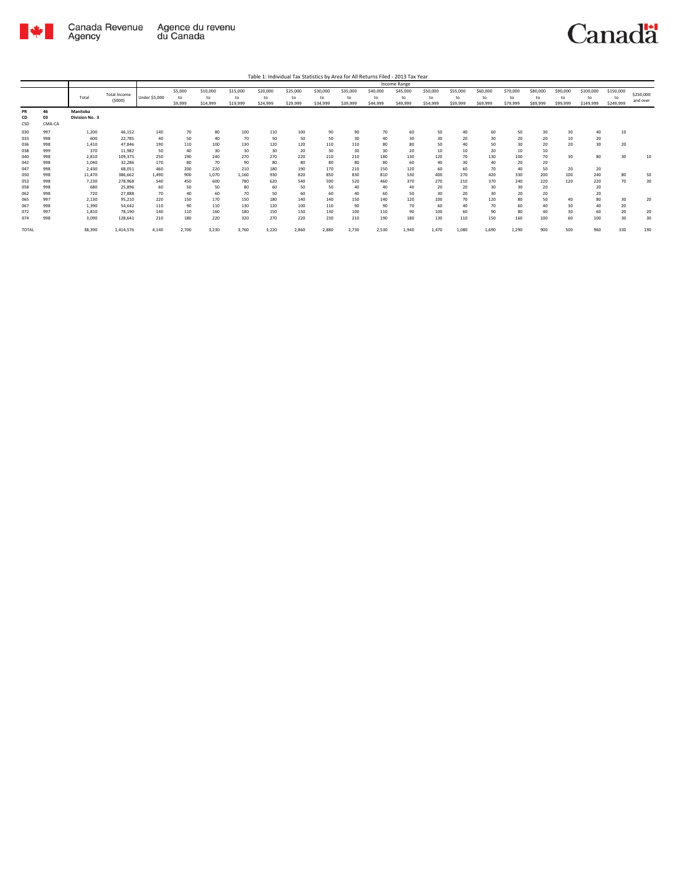Table 1: Individual Tax Statistics by Area for All Returns Filed - 2013 Tax Year

| | | Total | Total Income ($000) | Income Range | | | | | | | | | | | | | | | | | | |
|---|---|---|---|---|---|---|---|---|---|---|---|---|---|---|---|---|---|---|---|---|---|---|
| | | | | Under $5,000 | $5,000 to $9,999 | $10,000 to $14,999 | $15,000 to $19,999 | $20,000 to $24,999 | $25,000 to $29,999 | $30,000 to $34,999 | $35,000 to $39,999 | $40,000 to $44,999 | $45,000 to $49,999 | $50,000 to $54,999 | $55,000 to $59,999 | $60,000 to $69,999 | $70,000 to $79,999 | $80,000 to $89,999 | $90,000 to $99,999 | $100,000 to $149,999 | $150,000 to $249,999 | $250,000 and over |
| PR | 46 | Manitoba | | | | | | | | | | | | | | | | | | | | |
| CD | 03 | Division No. 3 | | | | | | | | | | | | | | | | | | | | |
| CSD | CMA-CA | | | | | | | | | | | | | | | | | | | | | |
| 030 | 997 | 1,200 | 46,152 | 140 | 70 | 80 | 100 | 110 | 100 | 90 | 90 | 70 | 60 | 50 | 40 | 60 | 50 | 30 | 30 | 40 | 10 | |
| 033 | 998 | 600 | 22,785 | 40 | 50 | 40 | 70 | 50 | 50 | 50 | 30 | 40 | 30 | 30 | 20 | 30 | 20 | 20 | 10 | 20 | | |
| 036 | 998 | 1,410 | 47,846 | 190 | 110 | 100 | 130 | 120 | 120 | 110 | 110 | 80 | 80 | 50 | 40 | 50 | 30 | 20 | 20 | 30 | 20 | |
| 038 | 999 | 370 | 11,982 | 50 | 40 | 30 | 30 | 30 | 20 | 30 | 30 | 30 | 20 | 10 | 10 | 20 | 10 | 10 | | | | |
| 040 | 998 | 2,810 | 109,375 | 250 | 190 | 240 | 270 | 270 | 220 | 210 | 210 | 180 | 130 | 120 | 70 | 130 | 100 | 70 | 30 | 80 | 30 | 10 |
| 042 | 998 | 1,040 | 32,286 | 170 | 80 | 70 | 90 | 80 | 80 | 80 | 80 | 80 | 60 | 40 | 30 | 40 | 20 | 20 | | | | |
| 047 | 998 | 2,430 | 68,051 | 460 | 200 | 220 | 210 | 180 | 190 | 170 | 210 | 150 | 120 | 60 | 60 | 70 | 40 | 50 | 20 | 20 | | |
| 050 | 998 | 11,470 | 386,662 | 1,490 | 900 | 1,070 | 1,160 | 930 | 820 | 850 | 830 | 810 | 530 | 400 | 270 | 420 | 330 | 200 | 100 | 240 | 80 | 50 |
| 053 | 998 | 7,230 | 278,968 | 540 | 450 | 600 | 780 | 620 | 540 | 590 | 520 | 460 | 370 | 270 | 210 | 370 | 240 | 220 | 120 | 220 | 70 | 30 |
| 058 | 998 | 680 | 25,896 | 60 | 50 | 50 | 80 | 60 | 50 | 50 | 40 | 40 | 40 | 20 | 20 | 30 | 30 | 20 | | 20 | | |
| 062 | 998 | 720 | 27,888 | 70 | 40 | 60 | 70 | 50 | 60 | 60 | 40 | 60 | 50 | 30 | 20 | 30 | 20 | 20 | | 20 | | |
| 065 | 997 | 2,130 | 95,210 | 220 | 150 | 170 | 150 | 180 | 140 | 140 | 150 | 140 | 120 | 100 | 70 | 120 | 80 | 50 | 40 | 80 | 30 | 20 |
| 067 | 998 | 1,390 | 54,642 | 110 | 90 | 110 | 130 | 120 | 100 | 110 | 90 | 90 | 70 | 60 | 40 | 70 | 60 | 40 | 30 | 40 | 20 | |
| 072 | 997 | 1,810 | 78,190 | 140 | 110 | 160 | 180 | 150 | 150 | 130 | 100 | 110 | 90 | 100 | 60 | 90 | 80 | 40 | 30 | 60 | 20 | 20 |
| 074 | 998 | 3,090 | 128,641 | 210 | 180 | 220 | 320 | 270 | 220 | 230 | 210 | 190 | 180 | 130 | 110 | 150 | 160 | 100 | 60 | 100 | 30 | 30 |
| TOTAL | | 38,390 | 1,414,576 | 4,140 | 2,700 | 3,230 | 3,760 | 3,220 | 2,860 | 2,880 | 2,730 | 2,530 | 1,940 | 1,470 | 1,080 | 1,690 | 1,290 | 900 | 500 | 960 | 330 | 190 |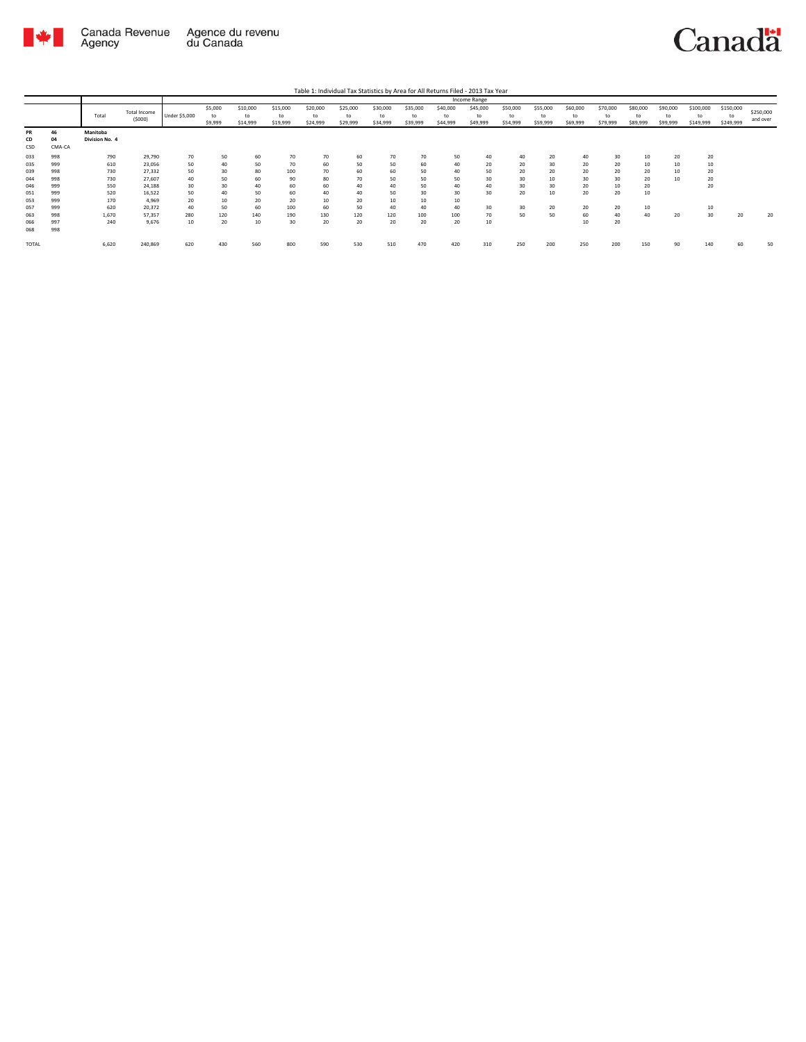Table 1: Individual Tax Statistics by Area for All Returns Filed - 2013 Tax Year

| | | Total | Total Income ($000) | Income Range | | | | | | | | | | | | | | | | | | |
|---|---|---|---|---|---|---|---|---|---|---|---|---|---|---|---|---|---|---|---|---|---|---|
| | | | | Under $5,000 | $5,000 to $9,999 | $10,000 to $14,999 | $15,000 to $19,999 | $20,000 to $24,999 | $25,000 to $29,999 | $30,000 to $34,999 | $35,000 to $39,999 | $40,000 to $44,999 | $45,000 to $49,999 | $50,000 to $54,999 | $55,000 to $59,999 | $60,000 to $69,999 | $70,000 to $79,999 | $80,000 to $89,999 | $90,000 to $99,999 | $100,000 to $149,999 | $150,000 to $249,999 | $250,000 and over |
| PR | 46 | Manitoba | | | | | | | | | | | | | | | | | | | | |
| CD | 04 | Division No. 4 | | | | | | | | | | | | | | | | | | | | |
| CSD | CMA-CA | | | | | | | | | | | | | | | | | | | | | |
| 033 | 998 | 790 | 29,790 | 70 | 50 | 60 | 70 | 70 | 60 | 70 | 70 | 50 | 40 | 40 | 20 | 40 | 30 | 10 | 20 | 20 | | |
| 035 | 999 | 610 | 23,056 | 50 | 40 | 50 | 70 | 60 | 50 | 50 | 60 | 40 | 20 | 20 | 30 | 20 | 20 | 10 | 10 | 10 | | |
| 039 | 998 | 730 | 27,332 | 50 | 30 | 80 | 100 | 70 | 60 | 60 | 50 | 40 | 50 | 20 | 20 | 20 | 20 | 20 | 10 | 20 | | |
| 044 | 998 | 730 | 27,607 | 40 | 50 | 60 | 90 | 80 | 70 | 50 | 50 | 50 | 30 | 30 | 10 | 30 | 30 | 20 | 10 | 20 | | |
| 046 | 999 | 550 | 24,188 | 30 | 30 | 40 | 60 | 60 | 40 | 40 | 50 | 40 | 40 | 30 | 30 | 20 | 10 | 20 | | 20 | | |
| 051 | 999 | 520 | 16,522 | 50 | 40 | 50 | 60 | 40 | 40 | 50 | 30 | 30 | 30 | 20 | 10 | 20 | 20 | 10 | | | | |
| 053 | 999 | 170 | 4,969 | 20 | 10 | 20 | 20 | 10 | 20 | 10 | 10 | 10 | | | | | | | | | | |
| 057 | 999 | 620 | 20,372 | 40 | 50 | 60 | 100 | 60 | 50 | 40 | 40 | 40 | 30 | 30 | 20 | 20 | 20 | 10 | | 10 | | |
| 063 | 998 | 1,670 | 57,357 | 280 | 120 | 140 | 190 | 130 | 120 | 120 | 100 | 100 | 70 | 50 | 50 | 60 | 40 | 40 | 20 | 30 | 20 | 20 |
| 066 | 997 | 240 | 9,676 | 10 | 20 | 10 | 30 | 20 | 20 | 20 | 20 | 20 | 10 | | | 10 | 20 | | | | | |
| 068 | 998 | | | | | | | | | | | | | | | | | | | | | |
| TOTAL | | 6,620 | 240,869 | 620 | 430 | 560 | 800 | 590 | 530 | 510 | 470 | 420 | 310 | 250 | 200 | 250 | 200 | 150 | 90 | 140 | 60 | 50 |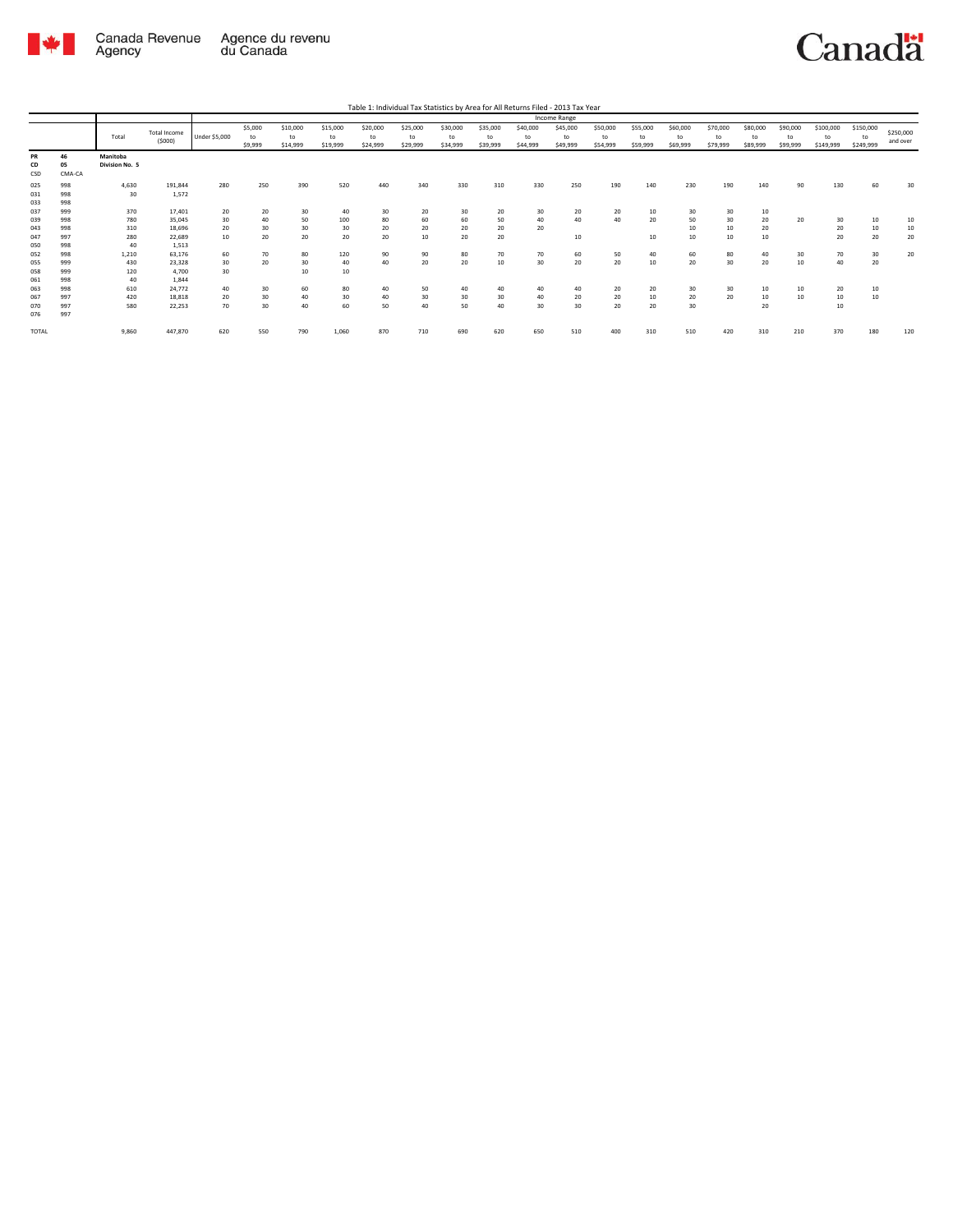Table 1: Individual Tax Statistics by Area for All Returns Filed - 2013 Tax Year

| | | Total | Total Income ($000) | Income Range | | | | | | | | | | | | | | | | | | |
|---|---|---|---|---|---|---|---|---|---|---|---|---|---|---|---|---|---|---|---|---|---|---|
| | | | | Under $5,000 | $5,000 to $9,999 | $10,000 to $14,999 | $15,000 to $19,999 | $20,000 to $24,999 | $25,000 to $29,999 | $30,000 to $34,999 | $35,000 to $39,999 | $40,000 to $44,999 | $45,000 to $49,999 | $50,000 to $54,999 | $55,000 to $59,999 | $60,000 to $69,999 | $70,000 to $79,999 | $80,000 to $89,999 | $90,000 to $99,999 | $100,000 to $149,999 | $150,000 to $249,999 | $250,000 and over |
| PR | 46 | Manitoba | | | | | | | | | | | | | | | | | | | | |
| CD | 05 | Division No. 5 | | | | | | | | | | | | | | | | | | | | |
| CSD | CMA-CA | | | | | | | | | | | | | | | | | | | | | |
| 025 | 998 | 4,630 | 191,844 | 280 | 250 | 390 | 520 | 440 | 340 | 330 | 310 | 330 | 250 | 190 | 140 | 230 | 190 | 140 | 90 | 130 | 60 | 30 |
| 031 | 998 | 30 | 1,572 | | | | | | | | | | | | | | | | | | | |
| 033 | 998 | | | | | | | | | | | | | | | | | | | | | |
| 037 | 999 | 370 | 17,401 | 20 | 20 | 30 | 40 | 30 | 20 | 30 | 20 | 30 | 20 | 20 | 10 | 30 | 30 | 10 | | | | |
| 039 | 998 | 780 | 35,045 | 30 | 40 | 50 | 100 | 80 | 60 | 60 | 50 | 40 | 40 | 40 | 20 | 50 | 30 | 20 | 20 | 30 | 10 | 10 |
| 043 | 998 | 310 | 18,696 | 20 | 30 | 30 | 30 | 20 | 20 | 20 | 20 | 20 | | | | 10 | 10 | 20 | | 20 | 10 | 10 |
| 047 | 997 | 280 | 22,689 | 10 | 20 | 20 | 20 | 20 | 10 | 20 | 20 | | 10 | | 10 | 10 | 10 | 10 | | 20 | 20 | 20 |
| 050 | 998 | 40 | 1,513 | | | | | | | | | | | | | | | | | | | |
| 052 | 998 | 1,210 | 63,176 | 60 | 70 | 80 | 120 | 90 | 90 | 80 | 70 | 70 | 60 | 50 | 40 | 60 | 80 | 40 | 30 | 70 | 30 | 20 |
| 055 | 999 | 430 | 23,328 | 30 | 20 | 30 | 40 | 40 | 20 | 20 | 10 | 30 | 20 | 20 | 10 | 20 | 30 | 20 | 10 | 40 | 20 | |
| 058 | 999 | 120 | 4,700 | 30 | | 10 | 10 | | | | | | | | | | | | | | | |
| 061 | 998 | 40 | 1,844 | | | | | | | | | | | | | | | | | | | |
| 063 | 998 | 610 | 24,772 | 40 | 30 | 60 | 80 | 40 | 50 | 40 | 40 | 40 | 40 | 20 | 20 | 30 | 30 | 10 | 10 | 20 | 10 | |
| 067 | 997 | 420 | 18,818 | 20 | 30 | 40 | 30 | 40 | 30 | 30 | 30 | 40 | 20 | 20 | 10 | 20 | 20 | 10 | 10 | 10 | 10 | |
| 070 | 997 | 580 | 22,253 | 70 | 30 | 40 | 60 | 50 | 40 | 50 | 40 | 30 | 30 | 20 | 20 | 30 | | 20 | | 10 | | |
| 076 | 997 | | | | | | | | | | | | | | | | | | | | | |
| TOTAL | | 9,860 | 447,870 | 620 | 550 | 790 | 1,060 | 870 | 710 | 690 | 620 | 650 | 510 | 400 | 310 | 510 | 420 | 310 | 210 | 370 | 180 | 120 |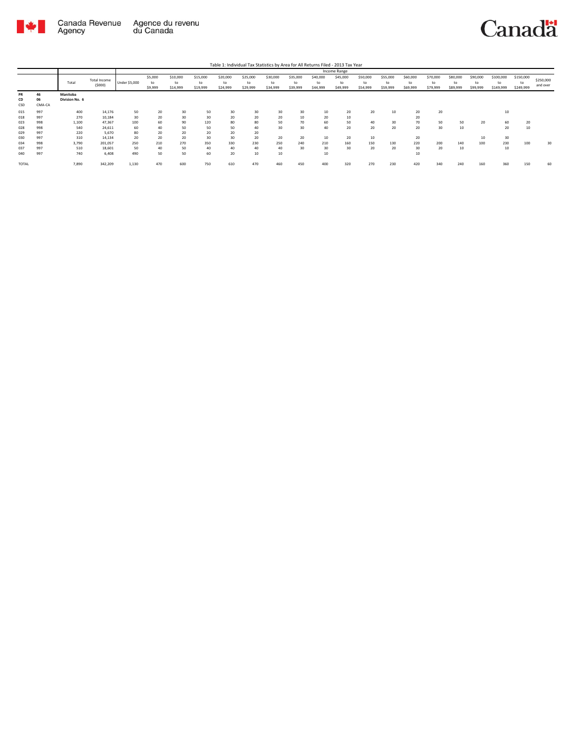Table 1: Individual Tax Statistics by Area for All Returns Filed - 2013 Tax Year

| | | Total | Total Income ($000) | Income Range | | | | | | | | | | | | | | | | | | |
|---|---|---|---|---|---|---|---|---|---|---|---|---|---|---|---|---|---|---|---|---|---|---|
| | | | | Under $5,000 | $5,000 to $9,999 | $10,000 to $14,999 | $15,000 to $19,999 | $20,000 to $24,999 | $25,000 to $29,999 | $30,000 to $34,999 | $35,000 to $39,999 | $40,000 to $44,999 | $45,000 to $49,999 | $50,000 to $54,999 | $55,000 to $59,999 | $60,000 to $69,999 | $70,000 to $79,999 | $80,000 to $89,999 | $90,000 to $99,999 | $100,000 to $149,999 | $150,000 to $249,999 | $250,000 and over |
| PR | 46 | Manitoba | | | | | | | | | | | | | | | | | | | | |
| CD | 06 | Division No. 6 | | | | | | | | | | | | | | | | | | | | |
| CSD | CMA-CA | | | | | | | | | | | | | | | | | | | | | |
| 015 | 997 | 400 | 14,176 | 50 | 20 | 30 | 50 | 30 | 30 | 30 | 30 | 10 | 20 | 20 | 10 | 20 | 20 | | | 10 | | |
| 018 | 997 | 270 | 10,184 | 30 | 20 | 30 | 30 | 20 | 20 | 20 | 10 | 20 | 10 | | | 20 | | | | | | |
| 023 | 998 | 1,100 | 47,367 | 100 | 60 | 90 | 120 | 80 | 80 | 50 | 70 | 60 | 50 | 40 | 30 | 70 | 50 | 50 | 20 | 60 | 20 | |
| 028 | 998 | 540 | 24,611 | 60 | 40 | 50 | 50 | 50 | 40 | 30 | 30 | 40 | 20 | 20 | 20 | 20 | 30 | 10 | | 20 | 10 | |
| 029 | 997 | 220 | 5,670 | 80 | 20 | 20 | 20 | 20 | 20 | | | | | | | | | | | | | |
| 030 | 997 | 310 | 14,134 | 20 | 20 | 20 | 30 | 30 | 20 | 20 | 20 | 10 | 20 | 10 | | 20 | | | 10 | 30 | | |
| 034 | 998 | 3,790 | 201,057 | 250 | 210 | 270 | 350 | 330 | 230 | 250 | 240 | 210 | 160 | 150 | 130 | 220 | 200 | 140 | 100 | 230 | 100 | 30 |
| 037 | 997 | 510 | 18,601 | 50 | 40 | 50 | 40 | 40 | 40 | 40 | 30 | 30 | 30 | 20 | 20 | 30 | 20 | 10 | | 10 | | |
| 040 | 997 | 740 | 6,408 | 490 | 50 | 50 | 60 | 20 | 10 | 10 | | 10 | | | | 10 | | | | | | |
| TOTAL | | 7,890 | 342,209 | 1,130 | 470 | 600 | 750 | 610 | 470 | 460 | 450 | 400 | 320 | 270 | 230 | 420 | 340 | 240 | 160 | 360 | 150 | 60 |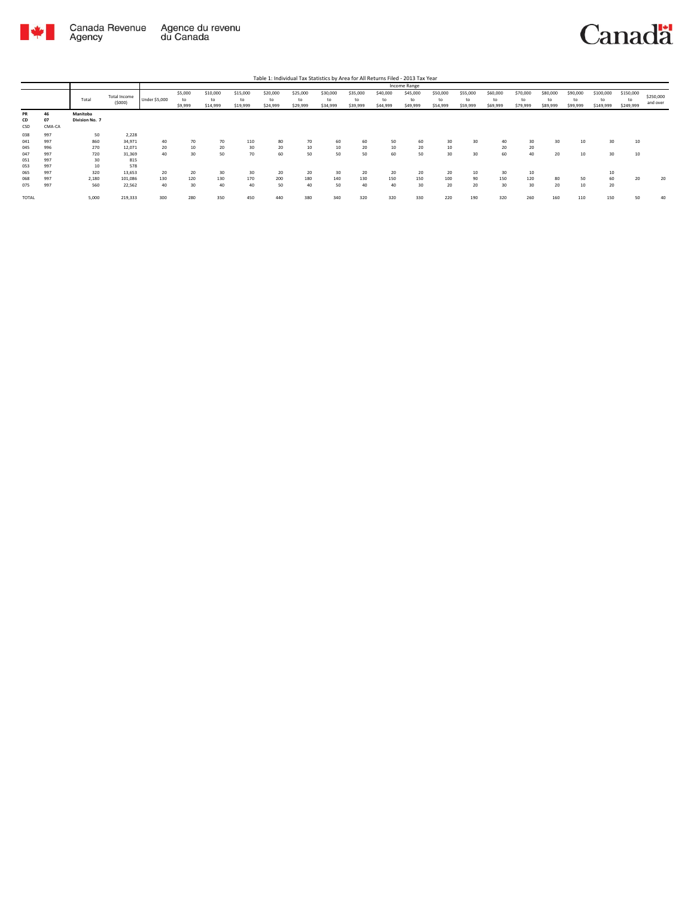Table 1: Individual Tax Statistics by Area for All Returns Filed - 2013 Tax Year

| | | Total | Total Income ($000) | Income Range | | | | | | | | | | | | | | | | | | |
|---|---|---|---|---|---|---|---|---|---|---|---|---|---|---|---|---|---|---|---|---|---|---|
| | | | | Under $5,000 | $5,000 to $9,999 | $10,000 to $14,999 | $15,000 to $19,999 | $20,000 to $24,999 | $25,000 to $29,999 | $30,000 to $34,999 | $35,000 to $39,999 | $40,000 to $44,999 | $45,000 to $49,999 | $50,000 to $54,999 | $55,000 to $59,999 | $60,000 to $69,999 | $70,000 to $79,999 | $80,000 to $89,999 | $90,000 to $99,999 | $100,000 to $149,999 | $150,000 to $249,999 | $250,000 and over |
| PR | 46 | Manitoba | | | | | | | | | | | | | | | | | | | | |
| CD | 07 | Division No. 7 | | | | | | | | | | | | | | | | | | | | |
| CSD | CMA-CA | | | | | | | | | | | | | | | | | | | | | |
| 038 | 997 | 50 | 2,228 | | | | | | | | | | | | | | | | | | | |
| 041 | 997 | 860 | 34,971 | 40 | 70 | 70 | 110 | 80 | 70 | 60 | 60 | 50 | 60 | 30 | 30 | 40 | 30 | 30 | 10 | 30 | 10 | |
| 045 | 996 | 270 | 12,071 | 20 | 10 | 20 | 30 | 20 | 10 | 10 | 20 | 10 | 20 | 10 | | 20 | 20 | | | | | |
| 047 | 997 | 720 | 31,369 | 40 | 30 | 50 | 70 | 60 | 50 | 50 | 50 | 60 | 50 | 30 | 30 | 60 | 40 | 20 | 10 | 30 | 10 | |
| 051 | 997 | 30 | 815 | | | | | | | | | | | | | | | | | | | |
| 053 | 997 | 10 | 578 | | | | | | | | | | | | | | | | | | | |
| 065 | 997 | 320 | 13,653 | 20 | 20 | 30 | 30 | 20 | 20 | 30 | 20 | 20 | 20 | 20 | 10 | 30 | 10 | | | 10 | | |
| 068 | 997 | 2,180 | 101,086 | 130 | 120 | 130 | 170 | 200 | 180 | 140 | 130 | 150 | 150 | 100 | 90 | 150 | 120 | 80 | 50 | 60 | 20 | 20 |
| 075 | 997 | 560 | 22,562 | 40 | 30 | 40 | 40 | 50 | 40 | 50 | 40 | 40 | 30 | 20 | 20 | 30 | 30 | 20 | 10 | 20 | | |
| TOTAL | | 5,000 | 219,333 | 300 | 280 | 350 | 450 | 440 | 380 | 340 | 320 | 320 | 330 | 220 | 190 | 320 | 260 | 160 | 110 | 150 | 50 | 40 |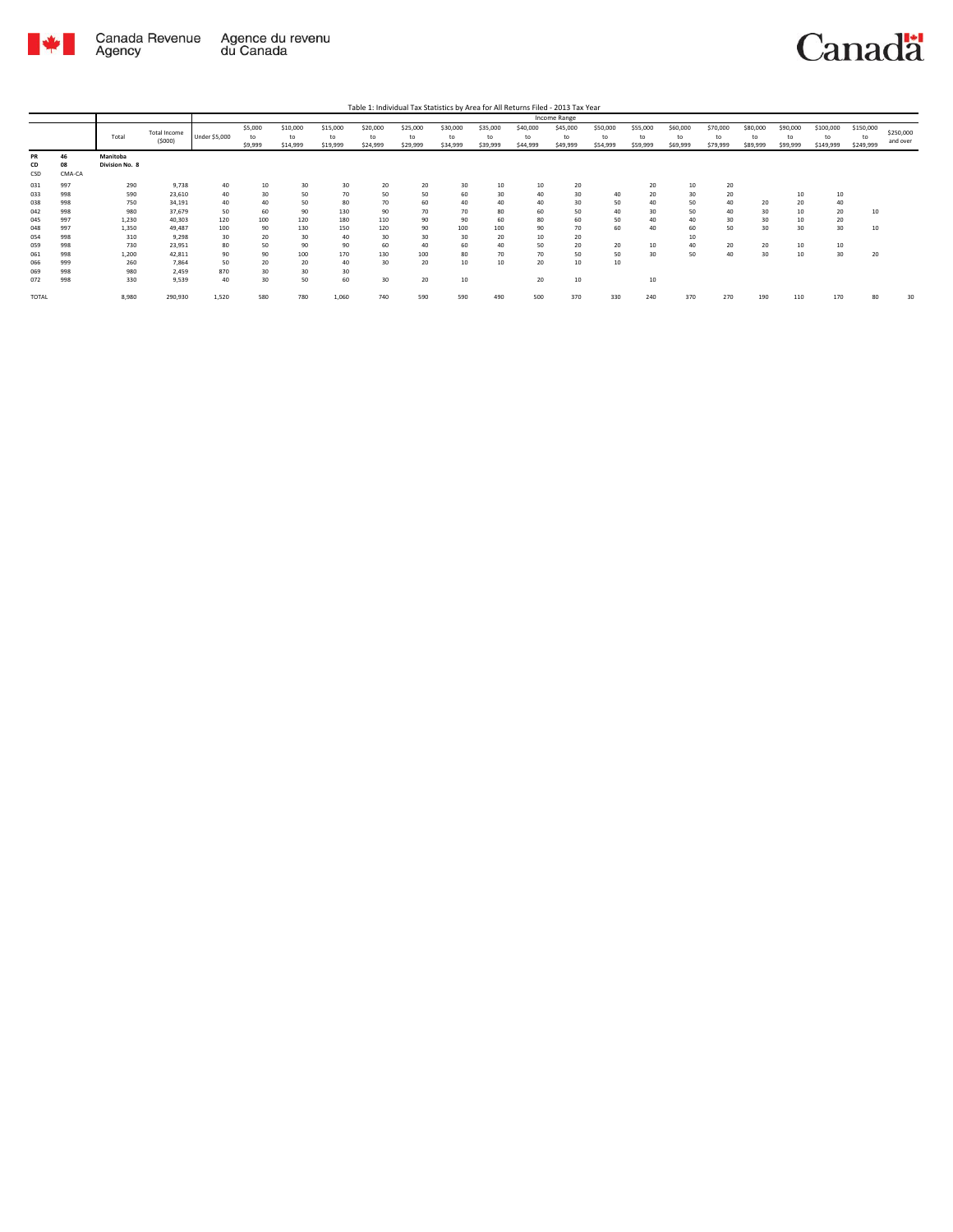Table 1: Individual Tax Statistics by Area for All Returns Filed - 2013 Tax Year

| | | Total | Total Income ($000) | Income Range | | | | | | | | | | | | | | | | | | |
|---|---|---|---|---|---|---|---|---|---|---|---|---|---|---|---|---|---|---|---|---|---|---|
| | | | | Under $5,000 | $5,000 to $9,999 | $10,000 to $14,999 | $15,000 to $19,999 | $20,000 to $24,999 | $25,000 to $29,999 | $30,000 to $34,999 | $35,000 to $39,999 | $40,000 to $44,999 | $45,000 to $49,999 | $50,000 to $54,999 | $55,000 to $59,999 | $60,000 to $69,999 | $70,000 to $79,999 | $80,000 to $89,999 | $90,000 to $99,999 | $100,000 to $149,999 | $150,000 to $249,999 | $250,000 and over |
| PR | 46 | Manitoba | | | | | | | | | | | | | | | | | | | | |
| CD | 08 | Division No. 8 | | | | | | | | | | | | | | | | | | | | |
| CSD | CMA-CA | | | | | | | | | | | | | | | | | | | | | |
| 031 | 997 | 290 | 9,738 | 40 | 10 | 30 | 30 | 20 | 20 | 30 | 10 | 10 | 20 | | 20 | 10 | 20 | | | | | |
| 033 | 998 | 590 | 23,610 | 40 | 30 | 50 | 70 | 50 | 50 | 60 | 30 | 40 | 30 | 40 | 20 | 30 | 20 | | 10 | 10 | | |
| 038 | 998 | 750 | 34,191 | 40 | 40 | 50 | 80 | 70 | 60 | 40 | 40 | 40 | 30 | 50 | 40 | 50 | 40 | 20 | 20 | 40 | | |
| 042 | 998 | 980 | 37,679 | 50 | 60 | 90 | 130 | 90 | 70 | 70 | 80 | 60 | 50 | 40 | 30 | 50 | 40 | 30 | 10 | 20 | 10 | |
| 045 | 997 | 1,230 | 40,303 | 120 | 100 | 120 | 180 | 110 | 90 | 90 | 60 | 80 | 60 | 50 | 40 | 40 | 30 | 30 | 10 | 20 | | |
| 048 | 997 | 1,350 | 49,487 | 100 | 90 | 130 | 150 | 120 | 90 | 100 | 100 | 90 | 70 | 60 | 40 | 60 | 50 | 30 | 30 | 30 | 10 | |
| 054 | 998 | 310 | 9,298 | 30 | 20 | 30 | 40 | 30 | 30 | 30 | 20 | 10 | 20 | | | 10 | | | | | | |
| 059 | 998 | 730 | 23,951 | 80 | 50 | 90 | 90 | 60 | 40 | 60 | 40 | 50 | 20 | 20 | 10 | 40 | 20 | 20 | 10 | 10 | | |
| 061 | 998 | 1,200 | 42,811 | 90 | 90 | 100 | 170 | 130 | 100 | 80 | 70 | 70 | 50 | 50 | 30 | 50 | 40 | 30 | 10 | 30 | 20 | |
| 066 | 999 | 260 | 7,864 | 50 | 20 | 20 | 40 | 30 | 20 | 10 | 10 | 20 | 10 | 10 | | | | | | | | |
| 069 | 998 | 980 | 2,459 | 870 | 30 | 30 | 30 | | | | | | | | | | | | | | | |
| 072 | 998 | 330 | 9,539 | 40 | 30 | 50 | 60 | 30 | 20 | 10 | | 20 | 10 | | 10 | | | | | | | |
| TOTAL | | 8,980 | 290,930 | 1,520 | 580 | 780 | 1,060 | 740 | 590 | 590 | 490 | 500 | 370 | 330 | 240 | 370 | 270 | 190 | 110 | 170 | 80 | 30 |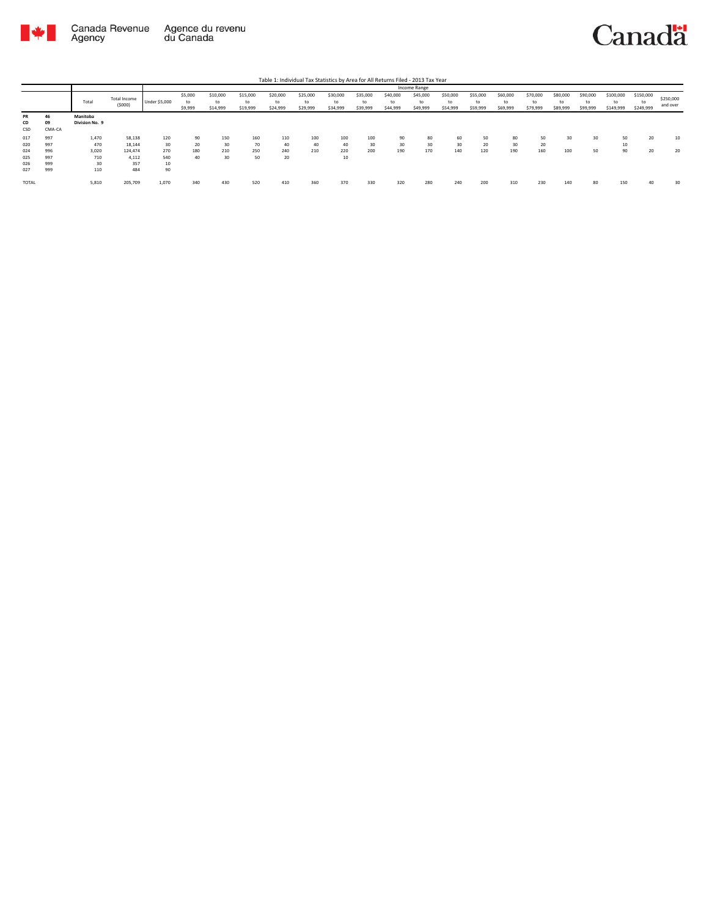Table 1: Individual Tax Statistics by Area for All Returns Filed - 2013 Tax Year

| | | Total | Total Income ($000) | Income Range | | | | | | | | | | | | | | | | | | |
|---|---|---|---|---|---|---|---|---|---|---|---|---|---|---|---|---|---|---|---|---|---|---|
| | | | | Under $5,000 | $5,000 to $9,999 | $10,000 to $14,999 | $15,000 to $19,999 | $20,000 to $24,999 | $25,000 to $29,999 | $30,000 to $34,999 | $35,000 to $39,999 | $40,000 to $44,999 | $45,000 to $49,999 | $50,000 to $54,999 | $55,000 to $59,999 | $60,000 to $69,999 | $70,000 to $79,999 | $80,000 to $89,999 | $90,000 to $99,999 | $100,000 to $149,999 | $150,000 to $249,999 | $250,000 and over |
| PR | 46 | Manitoba | | | | | | | | | | | | | | | | | | | | |
| CD | 09 | Division No. 9 | | | | | | | | | | | | | | | | | | | | |
| CSD | CMA-CA | | | | | | | | | | | | | | | | | | | | | |
| 017 | 997 | 1,470 | 58,138 | 120 | 90 | 150 | 160 | 110 | 100 | 100 | 100 | 90 | 80 | 60 | 50 | 80 | 50 | 30 | 30 | 50 | 20 | 10 |
| 020 | 997 | 470 | 18,144 | 30 | 20 | 30 | 70 | 40 | 40 | 40 | 30 | 30 | 30 | 30 | 20 | 30 | 20 | | | 10 | | |
| 024 | 996 | 3,020 | 124,474 | 270 | 180 | 210 | 250 | 240 | 210 | 220 | 200 | 190 | 170 | 140 | 120 | 190 | 160 | 100 | 50 | 90 | 20 | 20 |
| 025 | 997 | 710 | 4,112 | 540 | 40 | 30 | 50 | 20 | | 10 | | | | | | | | | | | | |
| 026 | 999 | 30 | 357 | 10 | | | | | | | | | | | | | | | | | | |
| 027 | 999 | 110 | 484 | 90 | | | | | | | | | | | | | | | | | | |
| TOTAL | | 5,810 | 205,709 | 1,070 | 340 | 430 | 520 | 410 | 360 | 370 | 330 | 320 | 280 | 240 | 200 | 310 | 230 | 140 | 80 | 150 | 40 | 30 |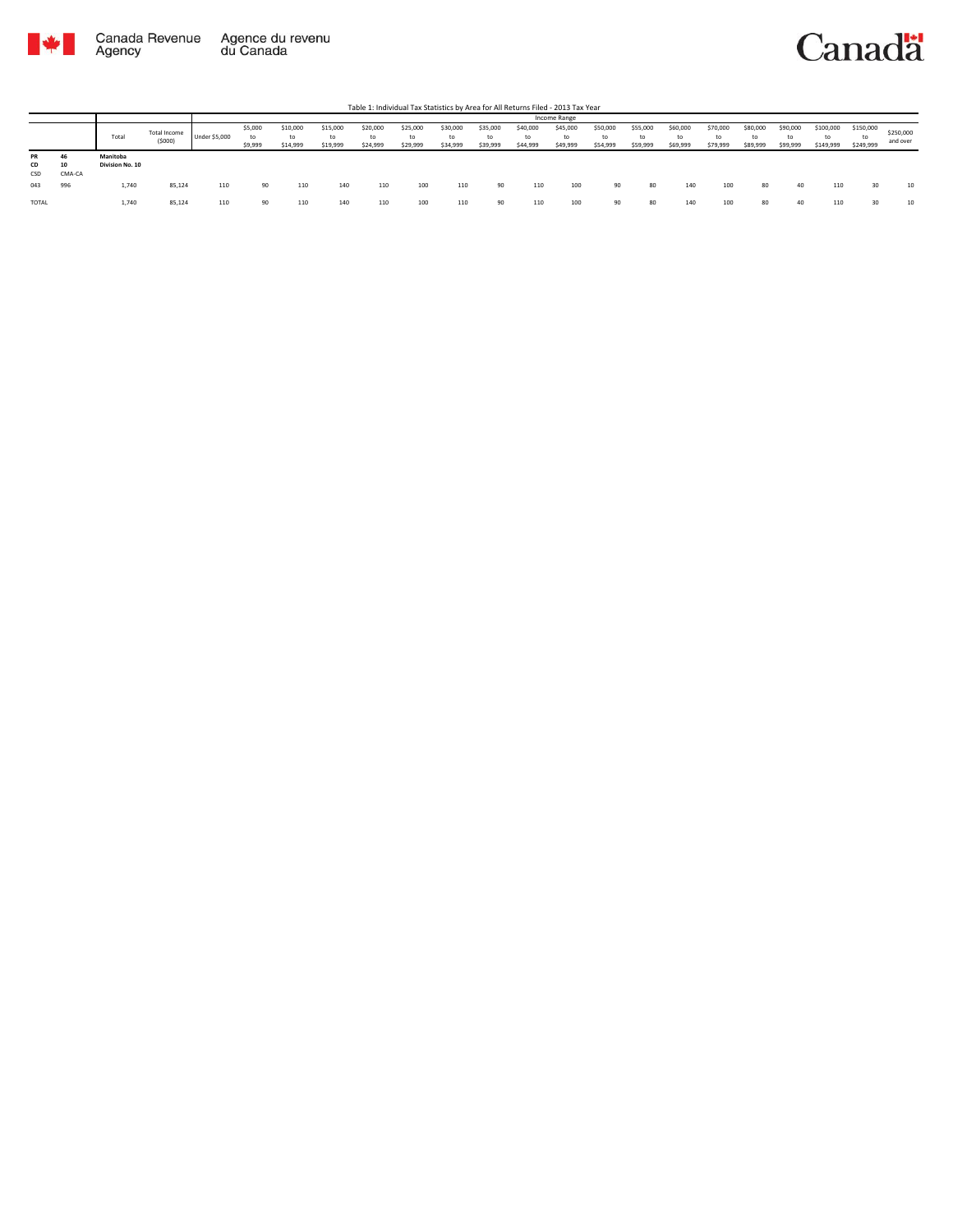Table 1: Individual Tax Statistics by Area for All Returns Filed - 2013 Tax Year

| | | Total | Total Income ($000) | Income Range | | | | | | | | | | | | | | | | | | | |
|---|---|---|---|---|---|---|---|---|---|---|---|---|---|---|---|---|---|---|---|---|---|---|---|
| | | | | Under $5,000 | $5,000 to $9,999 | $10,000 to $14,999 | $15,000 to $19,999 | $20,000 to $24,999 | $25,000 to $29,999 | $30,000 to $34,999 | $35,000 to $39,999 | $40,000 to $44,999 | $45,000 to $49,999 | $50,000 to $54,999 | $55,000 to $59,999 | $60,000 to $69,999 | $70,000 to $79,999 | $80,000 to $89,999 | $90,000 to $99,999 | $100,000 to $149,999 | $150,000 to $249,999 | $250,000 and over |
| **PR** | **46** | **Manitoba** | | | | | | | | | | | | | | | | | | | | | |
| **CD** | **10** | **Division No. 10** | | | | | | | | | | | | | | | | | | | | | |
| CSD | CMA-CA | | | | | | | | | | | | | | | | | | | | | | |
| 043 | 996 | 1,740 | 85,124 | 110 | 90 | 110 | 140 | 110 | 100 | 110 | 90 | 110 | 100 | 90 | 80 | 140 | 100 | 80 | 40 | 110 | 30 | 10 |
| TOTAL | | 1,740 | 85,124 | 110 | 90 | 110 | 140 | 110 | 100 | 110 | 90 | 110 | 100 | 90 | 80 | 140 | 100 | 80 | 40 | 110 | 30 | 10 |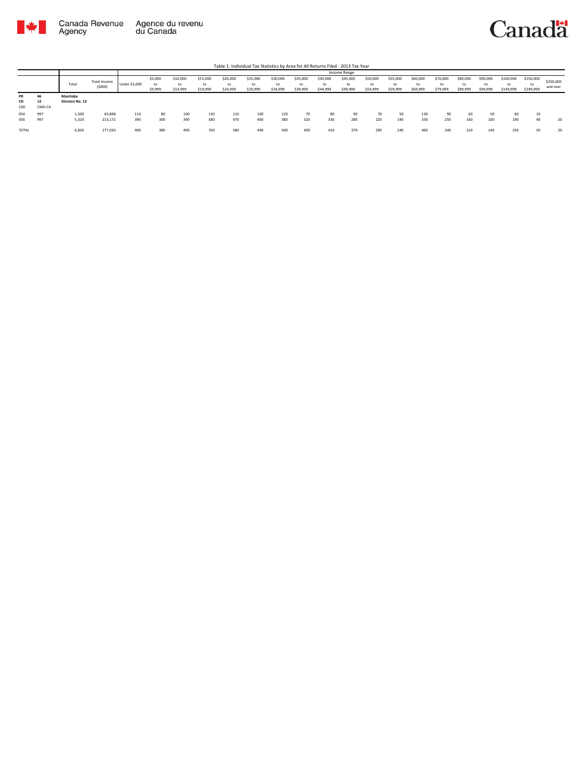Canada Revenue Agency | Agence du revenu du Canada

Table 1: Individual Tax Statistics by Area for All Returns Filed - 2013 Tax Year

| | | Total | Total Income ($000) | Income Range | | | | | | | | | | | | | | | | | | | |
|---|---|---|---|---|---|---|---|---|---|---|---|---|---|---|---|---|---|---|---|---|---|---|---|
| | | | | Under $5,000 | $5,000 to $9,999 | $10,000 to $14,999 | $15,000 to $19,999 | $20,000 to $24,999 | $25,000 to $29,999 | $30,000 to $34,999 | $35,000 to $39,999 | $40,000 to $44,999 | $45,000 to $49,999 | $50,000 to $54,999 | $55,000 to $59,999 | $60,000 to $69,999 | $70,000 to $79,999 | $80,000 to $89,999 | $90,000 to $99,999 | $100,000 to $149,999 | $150,000 to $249,999 | $250,000 and over |
| PR | 46 | Manitoba | | | | | | | | | | | | | | | | | | | | |
| CD | 12 | Division No. 12 | | | | | | | | | | | | | | | | | | | | |
| CSD | CMA-CA | | | | | | | | | | | | | | | | | | | | | |
| 054 | 997 | 1,500 | 63,848 | 110 | 80 | 100 | 130 | 110 | 100 | 120 | 70 | 80 | 90 | 70 | 50 | 130 | 90 | 60 | 50 | 60 | 10 | |
| 056 | 997 | 5,320 | 213,172 | 390 | 300 | 390 | 580 | 470 | 400 | 380 | 320 | 330 | 280 | 220 | 190 | 330 | 250 | 160 | 100 | 190 | 40 | 20 |
| TOTAL | | 6,820 | 277,020 | 490 | 380 | 490 | 700 | 580 | 490 | 500 | 400 | 410 | 370 | 290 | 240 | 460 | 340 | 220 | 140 | 250 | 50 | 20 |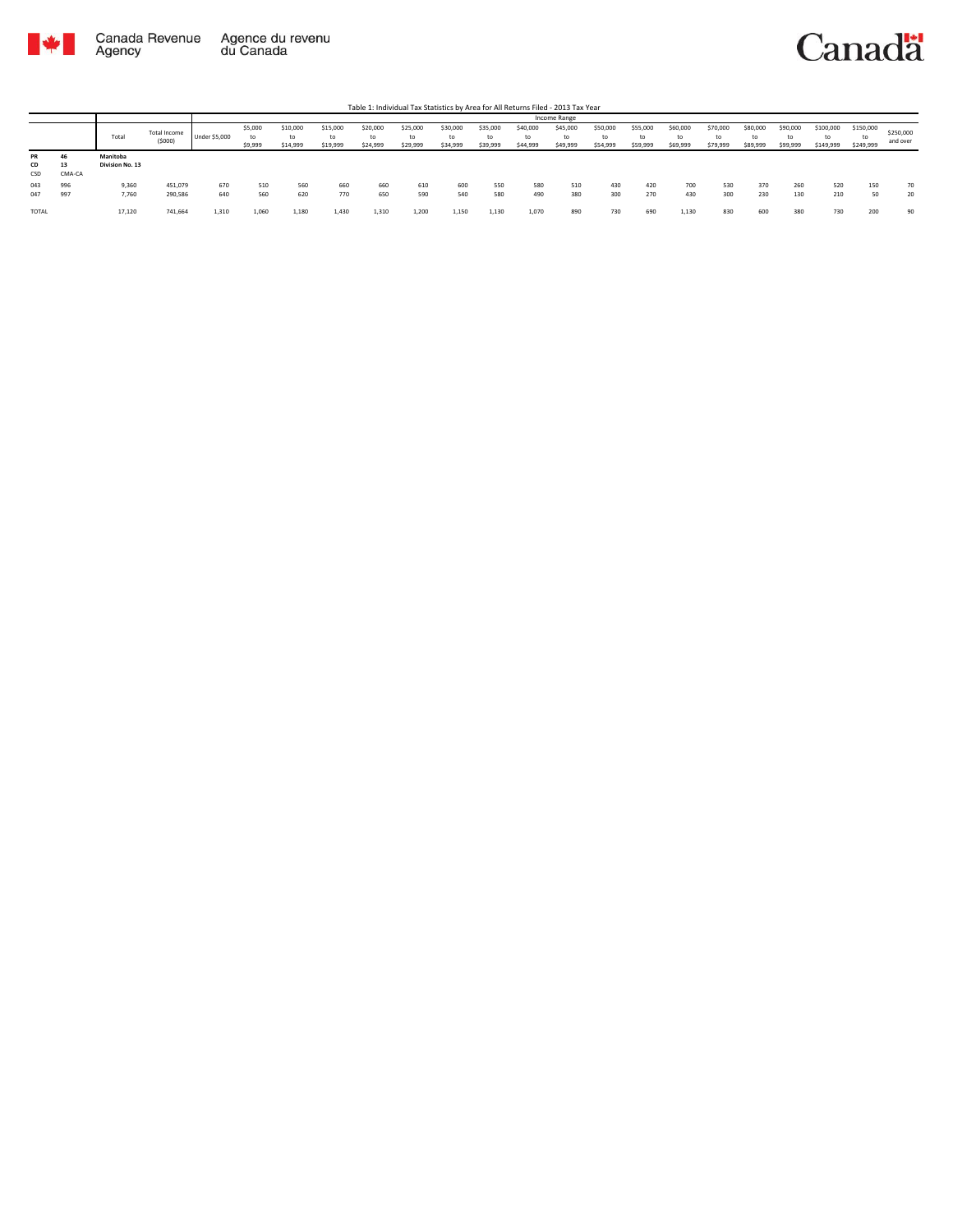Canada Revenue Agency | Agence du revenu du Canada

Table 1: Individual Tax Statistics by Area for All Returns Filed - 2013 Tax Year

| | | Total | Total Income ($000) | Income Range | | | | | | | | | | | | | | | | | | | |
|---|---|---|---|---|---|---|---|---|---|---|---|---|---|---|---|---|---|---|---|---|---|---|---|
| | | | | Under $5,000 | $5,000 to $9,999 | $10,000 to $14,999 | $15,000 to $19,999 | $20,000 to $24,999 | $25,000 to $29,999 | $30,000 to $34,999 | $35,000 to $39,999 | $40,000 to $44,999 | $45,000 to $49,999 | $50,000 to $54,999 | $55,000 to $59,999 | $60,000 to $69,999 | $70,000 to $79,999 | $80,000 to $89,999 | $90,000 to $99,999 | $100,000 to $149,999 | $150,000 to $249,999 | $250,000 and over |
| PR | 46 | Manitoba | | | | | | | | | | | | | | | | | | | | |
| CD | 13 | Division No. 13 | | | | | | | | | | | | | | | | | | | | |
| CSD | CMA-CA | | | | | | | | | | | | | | | | | | | | | |
| 043 | 996 | 9,360 | 451,079 | 670 | 510 | 560 | 660 | 660 | 610 | 600 | 550 | 580 | 510 | 430 | 420 | 700 | 530 | 370 | 260 | 520 | 150 | 70 |
| 047 | 997 | 7,760 | 290,586 | 640 | 560 | 620 | 770 | 650 | 590 | 540 | 580 | 490 | 380 | 300 | 270 | 430 | 300 | 230 | 130 | 210 | 50 | 20 |
| TOTAL | | 17,120 | 741,664 | 1,310 | 1,060 | 1,180 | 1,430 | 1,310 | 1,200 | 1,150 | 1,130 | 1,070 | 890 | 730 | 690 | 1,130 | 830 | 600 | 380 | 730 | 200 | 90 |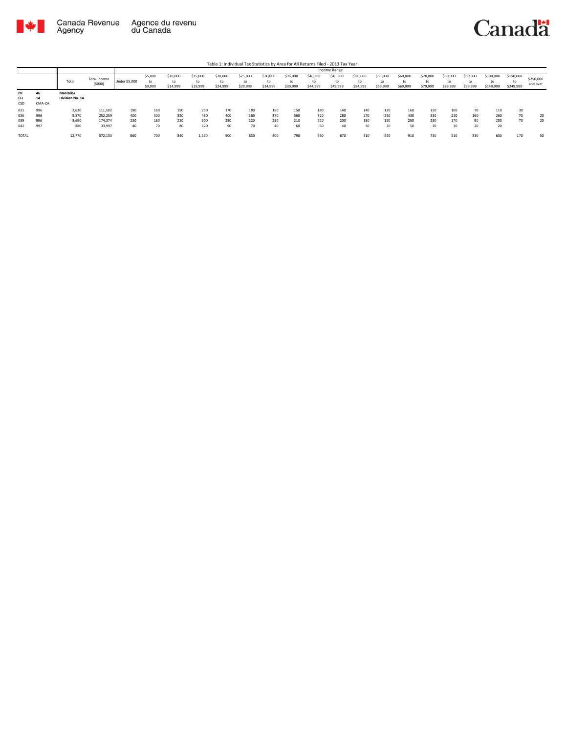Table 1: Individual Tax Statistics by Area for All Returns Filed - 2013 Tax Year

| | | Total | Total Income ($000) | Income Range | | | | | | | | | | | | | | | | | | |
|---|---|---|---|---|---|---|---|---|---|---|---|---|---|---|---|---|---|---|---|---|---|---|
| | | | | Under $5,000 | $5,000 to $9,999 | $10,000 to $14,999 | $15,000 to $19,999 | $20,000 to $24,999 | $25,000 to $29,999 | $30,000 to $34,999 | $35,000 to $39,999 | $40,000 to $44,999 | $45,000 to $49,999 | $50,000 to $54,999 | $55,000 to $59,999 | $60,000 to $69,999 | $70,000 to $79,999 | $80,000 to $89,999 | $90,000 to $99,999 | $100,000 to $149,999 | $150,000 to $249,999 | $250,000 and over |
| PR | 46 | Manitoba | | | | | | | | | | | | | | | | | | | | |
| CD | 14 | Division No. 14 | | | | | | | | | | | | | | | | | | | | |
| CSD | CMA-CA | | | | | | | | | | | | | | | | | | | | | |
| 031 | 996 | 2,630 | 111,502 | 190 | 160 | 190 | 250 | 170 | 180 | 160 | 150 | 180 | 140 | 140 | 120 | 160 | 150 | 100 | 70 | 110 | 30 | |
| 036 | 996 | 5,570 | 252,259 | 400 | 300 | 350 | 460 | 400 | 360 | 370 | 360 | 320 | 280 | 270 | 250 | 430 | 330 | 210 | 160 | 260 | 70 | 20 |
| 039 | 996 | 3,690 | 174,374 | 230 | 180 | 230 | 300 | 250 | 220 | 230 | 210 | 220 | 200 | 180 | 150 | 280 | 230 | 170 | 90 | 230 | 70 | 20 |
| 042 | 997 | 880 | 33,997 | 40 | 70 | 80 | 120 | 90 | 70 | 40 | 60 | 50 | 40 | 30 | 30 | 50 | 30 | 30 | 20 | 20 | | |
| TOTAL | | 12,770 | 572,133 | 860 | 700 | 840 | 1,130 | 900 | 830 | 800 | 790 | 760 | 670 | 610 | 550 | 910 | 730 | 510 | 330 | 630 | 170 | 50 |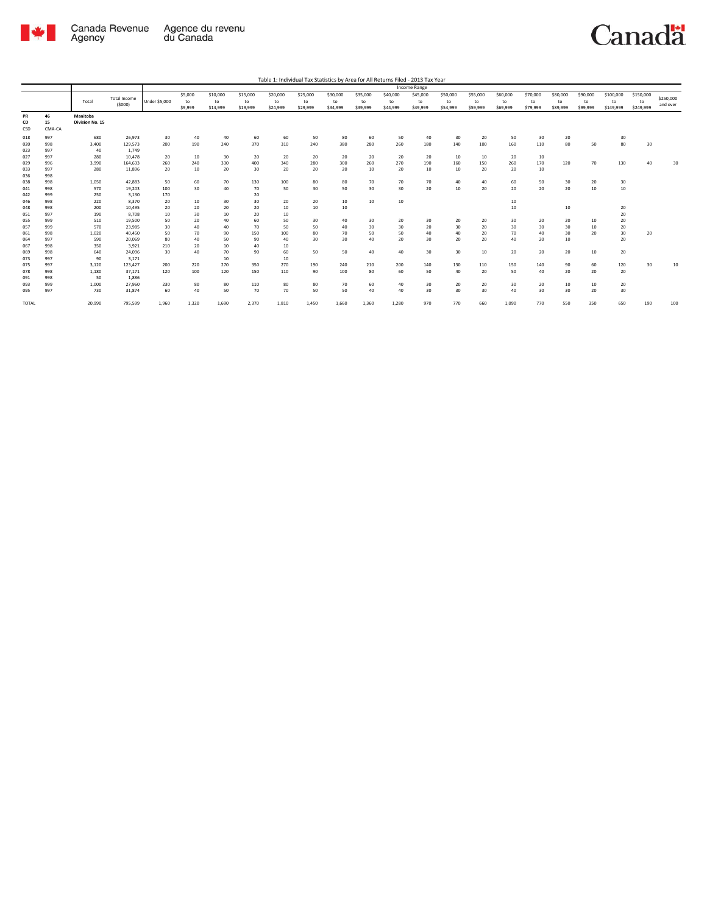Table 1: Individual Tax Statistics by Area for All Returns Filed - 2013 Tax Year

| | | | | Income Range | | | | | | | | | | | | | | | | | | |
|---|---|---|---|---|---|---|---|---|---|---|---|---|---|---|---|---|---|---|---|---|---|---|
| | | Total | Total Income ($000) | Under $5,000 | $5,000 to $9,999 | $10,000 to $14,999 | $15,000 to $19,999 | $20,000 to $24,999 | $25,000 to $29,999 | $30,000 to $34,999 | $35,000 to $39,999 | $40,000 to $44,999 | $45,000 to $49,999 | $50,000 to $54,999 | $55,000 to $59,999 | $60,000 to $69,999 | $70,000 to $79,999 | $80,000 to $89,999 | $90,000 to $99,999 | $100,000 to $149,999 | $150,000 to $249,999 | $250,000 and over |
| PR | 46 | Manitoba | | | | | | | | | | | | | | | | | | | | |
| CD | 15 | Division No. 15 | | | | | | | | | | | | | | | | | | | | |
| CSD | CMA-CA | | | | | | | | | | | | | | | | | | | | | |
| 018 | 997 | 680 | 26,973 | 30 | 40 | 40 | 60 | 60 | 50 | 80 | 60 | 50 | 40 | 30 | 20 | 50 | 30 | 20 | | 30 | | |
| 020 | 998 | 3,400 | 129,573 | 200 | 190 | 240 | 370 | 310 | 240 | 380 | 280 | 260 | 180 | 140 | 100 | 160 | 110 | 80 | 50 | 80 | 30 | |
| 023 | 997 | 40 | 1,749 | | | | | | | | | | | | | | | | | | | |
| 027 | 997 | 280 | 10,478 | 20 | 10 | 30 | 20 | 20 | 20 | 20 | 20 | 20 | 20 | 10 | 10 | 20 | 10 | | | | | |
| 029 | 996 | 3,990 | 164,633 | 260 | 240 | 330 | 400 | 340 | 280 | 300 | 260 | 270 | 190 | 160 | 150 | 260 | 170 | 120 | 70 | 130 | 40 | 30 |
| 033 | 997 | 280 | 11,896 | 20 | 10 | 20 | 30 | 20 | 20 | 20 | 10 | 20 | 10 | 10 | 20 | 20 | 10 | | | | | |
| 036 | 998 | | | | | | | | | | | | | | | | | | | | | |
| 038 | 998 | 1,050 | 42,883 | 50 | 60 | 70 | 130 | 100 | 80 | 80 | 70 | 70 | 70 | 40 | 40 | 60 | 50 | 30 | 20 | 30 | | |
| 041 | 998 | 570 | 19,203 | 100 | 30 | 40 | 70 | 50 | 30 | 50 | 30 | 30 | 20 | 10 | 20 | 20 | 20 | 20 | 10 | 10 | | |
| 042 | 999 | 250 | 3,130 | 170 | | | 20 | | | | | | | | | | | | | | | |
| 046 | 998 | 220 | 8,370 | 20 | 10 | 30 | 30 | 20 | 20 | 10 | 10 | 10 | | | | 10 | | | | | | |
| 048 | 998 | 200 | 10,495 | 20 | 20 | 20 | 20 | 10 | 10 | 10 | | | | | | 10 | | 10 | | 20 | | |
| 051 | 997 | 190 | 8,708 | 10 | 30 | 10 | 20 | 10 | | | | | | | | | | | | 20 | | |
| 055 | 999 | 510 | 19,500 | 50 | 20 | 40 | 60 | 50 | 30 | 40 | 30 | 20 | 30 | 20 | 20 | 30 | 20 | 20 | 10 | 20 | | |
| 057 | 999 | 570 | 23,985 | 30 | 40 | 40 | 70 | 50 | 50 | 40 | 30 | 30 | 20 | 30 | 20 | 30 | 30 | 30 | 10 | 20 | | |
| 061 | 998 | 1,020 | 40,450 | 50 | 70 | 90 | 150 | 100 | 80 | 70 | 50 | 50 | 40 | 40 | 20 | 70 | 40 | 30 | 20 | 30 | 20 | |
| 064 | 997 | 590 | 20,069 | 80 | 40 | 50 | 90 | 40 | 30 | 30 | 40 | 20 | 30 | 20 | 20 | 40 | 20 | 10 | | 20 | | |
| 067 | 998 | 350 | 3,921 | 210 | 20 | 10 | 40 | 10 | | | | | | | | | | | | | | |
| 069 | 998 | 640 | 24,096 | 30 | 40 | 70 | 90 | 60 | 50 | 50 | 40 | 40 | 30 | 30 | 10 | 20 | 20 | 20 | 10 | 20 | | |
| 073 | 997 | 90 | 3,171 | | | 10 | | 10 | | | | | | | | | | | | | | |
| 075 | 997 | 3,120 | 123,427 | 200 | 220 | 270 | 350 | 270 | 190 | 240 | 210 | 200 | 140 | 130 | 110 | 150 | 140 | 90 | 60 | 120 | 30 | 10 |
| 078 | 998 | 1,180 | 37,171 | 120 | 100 | 120 | 150 | 110 | 90 | 100 | 80 | 60 | 50 | 40 | 20 | 50 | 40 | 20 | 20 | 20 | | |
| 091 | 998 | 50 | 1,886 | | | | | | | | | | | | | | | | | | | |
| 093 | 999 | 1,000 | 27,960 | 230 | 80 | 80 | 110 | 80 | 80 | 70 | 60 | 40 | 30 | 20 | 20 | 30 | 20 | 10 | 10 | 20 | | |
| 095 | 997 | 730 | 31,874 | 60 | 40 | 50 | 70 | 70 | 50 | 50 | 40 | 40 | 30 | 30 | 30 | 40 | 30 | 30 | 20 | 30 | | |
| TOTAL | | 20,990 | 795,599 | 1,960 | 1,320 | 1,690 | 2,370 | 1,810 | 1,450 | 1,660 | 1,360 | 1,280 | 970 | 770 | 660 | 1,090 | 770 | 550 | 350 | 650 | 190 | 100 |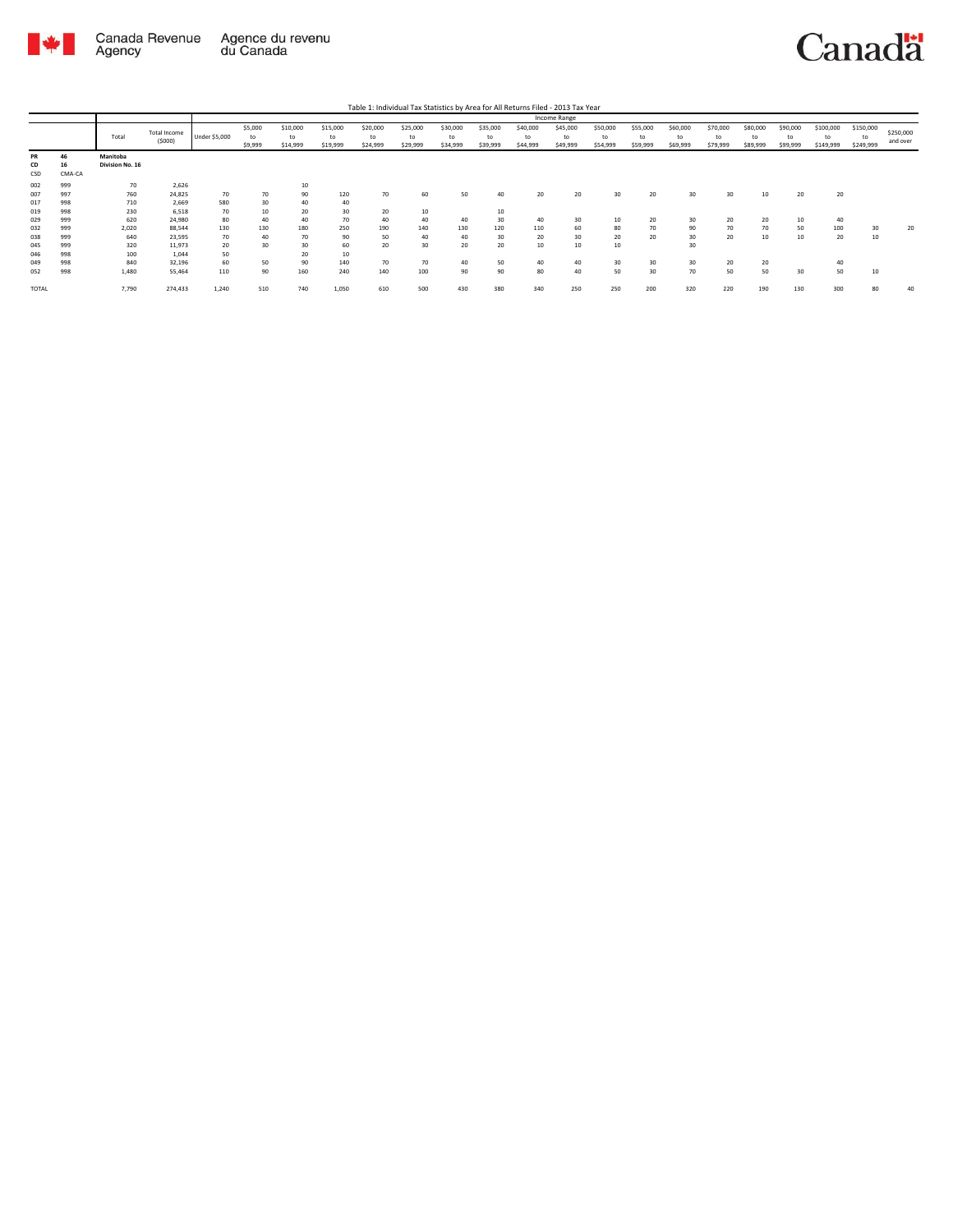Table 1: Individual Tax Statistics by Area for All Returns Filed - 2013 Tax Year

| | | Total | Total Income ($000) | Income Range | | | | | | | | | | | | | | | | | | |
|---|---|---|---|---|---|---|---|---|---|---|---|---|---|---|---|---|---|---|---|---|---|---|
| | | | | Under $5,000 | $5,000 to $9,999 | $10,000 to $14,999 | $15,000 to $19,999 | $20,000 to $24,999 | $25,000 to $29,999 | $30,000 to $34,999 | $35,000 to $39,999 | $40,000 to $44,999 | $45,000 to $49,999 | $50,000 to $54,999 | $55,000 to $59,999 | $60,000 to $69,999 | $70,000 to $79,999 | $80,000 to $89,999 | $90,000 to $99,999 | $100,000 to $149,999 | $150,000 to $249,999 | $250,000 and over |
| PR | 46 | Manitoba | | | | | | | | | | | | | | | | | | | | |
| CD | 16 | Division No. 16 | | | | | | | | | | | | | | | | | | | | |
| CSD | CMA-CA | | | | | | | | | | | | | | | | | | | | | |
| 002 | 999 | 70 | 2,626 | | | 10 | | | | | | | | | | | | | | | | |
| 007 | 997 | 760 | 24,825 | 70 | 70 | 90 | 120 | 70 | 60 | 50 | 40 | 20 | 20 | 30 | 20 | 30 | 30 | 10 | 20 | 20 | | |
| 017 | 998 | 710 | 2,669 | 580 | 30 | 40 | 40 | | | | | | | | | | | | | | | |
| 019 | 998 | 230 | 6,518 | 70 | 10 | 20 | 30 | 20 | 10 | | 10 | | | | | | | | | | | |
| 029 | 999 | 620 | 24,980 | 80 | 40 | 40 | 70 | 40 | 40 | 40 | 30 | 40 | 30 | 10 | 20 | 30 | 20 | 20 | 10 | 40 | | |
| 032 | 999 | 2,020 | 88,544 | 130 | 130 | 180 | 250 | 190 | 140 | 130 | 120 | 110 | 60 | 80 | 70 | 90 | 70 | 70 | 50 | 100 | 30 | 20 |
| 038 | 999 | 640 | 23,595 | 70 | 40 | 70 | 90 | 50 | 40 | 40 | 30 | 20 | 30 | 20 | 20 | 30 | 20 | 10 | 10 | 20 | 10 | |
| 045 | 999 | 320 | 11,973 | 20 | 30 | 30 | 60 | 20 | 30 | 20 | 20 | 10 | 10 | 10 | | 30 | | | | | | |
| 046 | 998 | 100 | 1,044 | 50 | | 20 | 10 | | | | | | | | | | | | | | | |
| 049 | 998 | 840 | 32,196 | 60 | 50 | 90 | 140 | 70 | 70 | 40 | 50 | 40 | 40 | 30 | 30 | 30 | 20 | 20 | | 40 | | |
| 052 | 998 | 1,480 | 55,464 | 110 | 90 | 160 | 240 | 140 | 100 | 90 | 90 | 80 | 40 | 50 | 30 | 70 | 50 | 50 | 30 | 50 | 10 | |
| TOTAL | | 7,790 | 274,433 | 1,240 | 510 | 740 | 1,050 | 610 | 500 | 430 | 380 | 340 | 250 | 250 | 200 | 320 | 220 | 190 | 130 | 300 | 80 | 40 |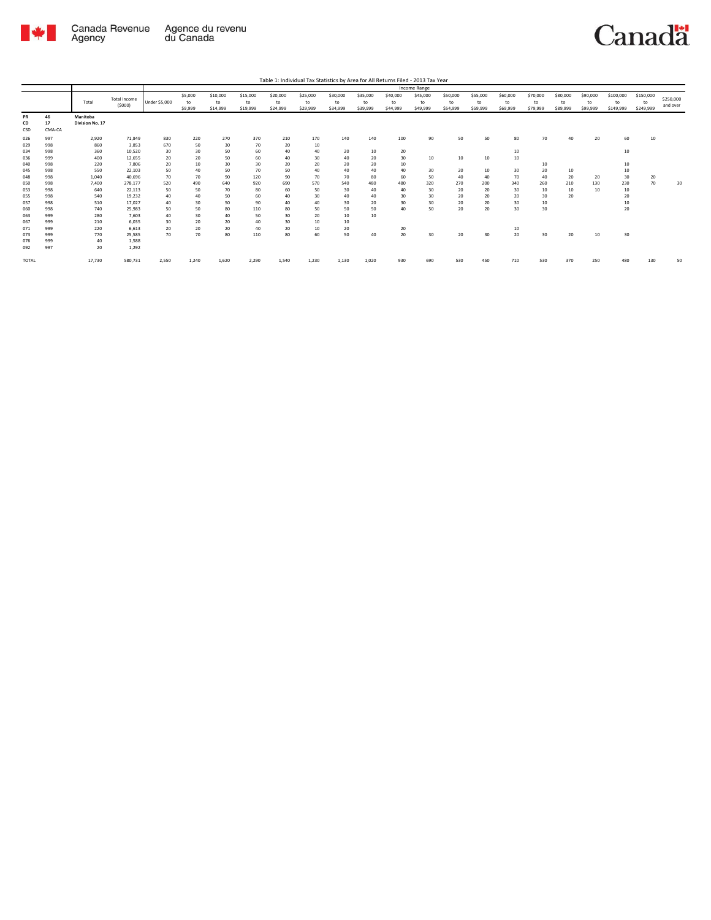Table 1: Individual Tax Statistics by Area for All Returns Filed - 2013 Tax Year

| | | Total | Total Income ($000) | Income Range | | | | | | | | | | | | | | | | | | |
|---|---|---|---|---|---|---|---|---|---|---|---|---|---|---|---|---|---|---|---|---|---|---|
| | | | | Under $5,000 | $5,000 to $9,999 | $10,000 to $14,999 | $15,000 to $19,999 | $20,000 to $24,999 | $25,000 to $29,999 | $30,000 to $34,999 | $35,000 to $39,999 | $40,000 to $44,999 | $45,000 to $49,999 | $50,000 to $54,999 | $55,000 to $59,999 | $60,000 to $69,999 | $70,000 to $79,999 | $80,000 to $89,999 | $90,000 to $99,999 | $100,000 to $149,999 | $150,000 to $249,999 | $250,000 and over |
| PR | 46 | Manitoba | | | | | | | | | | | | | | | | | | | | |
| CD | 17 | Division No. 17 | | | | | | | | | | | | | | | | | | | | |
| CSD | CMA-CA | | | | | | | | | | | | | | | | | | | | | |
| 026 | 997 | 2,920 | 71,849 | 830 | 220 | 270 | 370 | 210 | 170 | 140 | 140 | 100 | 90 | 50 | 50 | 80 | 70 | 40 | 20 | 60 | 10 | |
| 029 | 998 | 860 | 3,853 | 670 | 50 | 30 | 70 | 20 | 10 | | | | | | | | | | | | | |
| 034 | 998 | 360 | 10,520 | 30 | 30 | 50 | 60 | 40 | 40 | 20 | 10 | 20 | | | | 10 | | | | 10 | | |
| 036 | 999 | 400 | 12,655 | 20 | 20 | 50 | 60 | 40 | 30 | 40 | 20 | 30 | 10 | 10 | 10 | 10 | | | | | | |
| 040 | 998 | 220 | 7,806 | 20 | 10 | 30 | 30 | 20 | 20 | 20 | 20 | 10 | | | | | 10 | | | 10 | | |
| 045 | 998 | 550 | 22,103 | 50 | 40 | 50 | 70 | 50 | 40 | 40 | 40 | 40 | 30 | 20 | 10 | 30 | 20 | 10 | | 10 | | |
| 048 | 998 | 1,040 | 40,696 | 70 | 70 | 90 | 120 | 90 | 70 | 70 | 80 | 60 | 50 | 40 | 40 | 70 | 40 | 20 | 20 | 30 | 20 | |
| 050 | 998 | 7,400 | 278,177 | 520 | 490 | 640 | 920 | 690 | 570 | 540 | 480 | 480 | 320 | 270 | 200 | 340 | 260 | 210 | 130 | 230 | 70 | 30 |
| 053 | 998 | 640 | 22,113 | 50 | 50 | 70 | 80 | 60 | 50 | 30 | 40 | 40 | 30 | 20 | 20 | 30 | 10 | 10 | 10 | 10 | | |
| 055 | 998 | 540 | 19,232 | 40 | 40 | 50 | 60 | 40 | 30 | 40 | 40 | 30 | 30 | 20 | 20 | 20 | 30 | 20 | | 20 | | |
| 057 | 998 | 510 | 17,027 | 40 | 30 | 50 | 90 | 40 | 40 | 30 | 20 | 30 | 30 | 20 | 20 | 30 | 10 | | | 10 | | |
| 060 | 998 | 740 | 25,983 | 50 | 50 | 80 | 110 | 80 | 50 | 50 | 50 | 40 | 50 | 20 | 20 | 30 | 30 | | | 20 | | |
| 063 | 999 | 280 | 7,603 | 40 | 30 | 40 | 50 | 30 | 20 | 10 | 10 | | | | | | | | | | | |
| 067 | 999 | 210 | 6,035 | 30 | 20 | 20 | 40 | 30 | 10 | 10 | | | | | | | | | | | | |
| 071 | 999 | 220 | 6,613 | 20 | 20 | 20 | 40 | 20 | 10 | 20 | | 20 | | | | 10 | | | | | | |
| 073 | 999 | 770 | 25,585 | 70 | 70 | 80 | 110 | 80 | 60 | 50 | 40 | 20 | 30 | 20 | 30 | 20 | 30 | 20 | 10 | 30 | | |
| 076 | 999 | 40 | 1,588 | | | | | | | | | | | | | | | | | | | |
| 092 | 997 | 20 | 1,292 | | | | | | | | | | | | | | | | | | | |
| TOTAL | | 17,730 | 580,731 | 2,550 | 1,240 | 1,620 | 2,290 | 1,540 | 1,230 | 1,130 | 1,020 | 930 | 690 | 530 | 450 | 710 | 530 | 370 | 250 | 480 | 130 | 50 |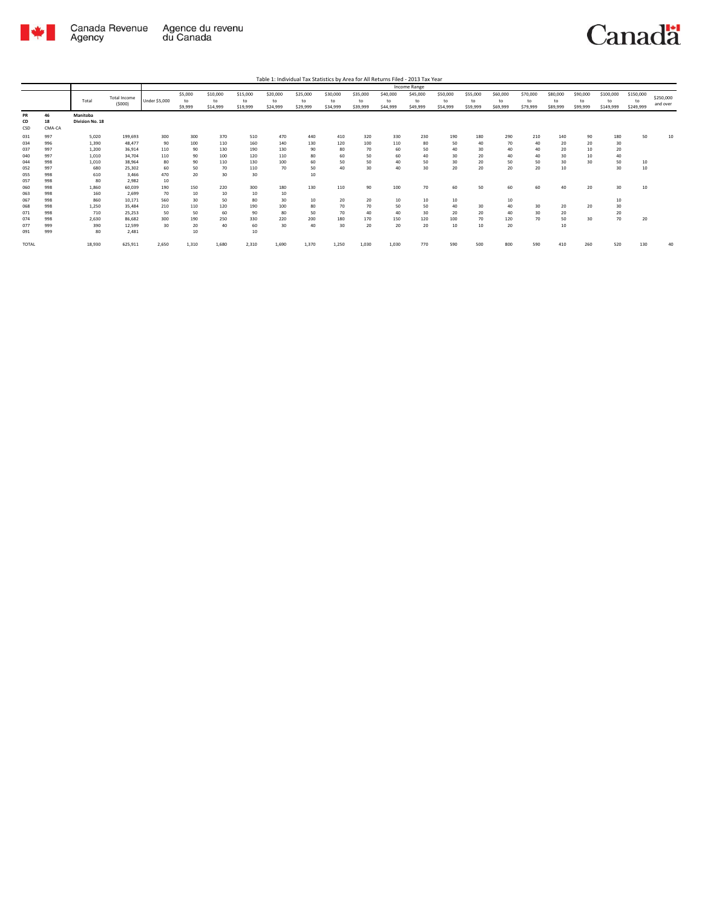Table 1: Individual Tax Statistics by Area for All Returns Filed - 2013 Tax Year

| | | Total | Total Income ($000) | Income Range | | | | | | | | | | | | | | | | | | |
|---|---|---|---|---|---|---|---|---|---|---|---|---|---|---|---|---|---|---|---|---|---|---|
| | | | | Under $5,000 | $5,000 to $9,999 | $10,000 to $14,999 | $15,000 to $19,999 | $20,000 to $24,999 | $25,000 to $29,999 | $30,000 to $34,999 | $35,000 to $39,999 | $40,000 to $44,999 | $45,000 to $49,999 | $50,000 to $54,999 | $55,000 to $59,999 | $60,000 to $69,999 | $70,000 to $79,999 | $80,000 to $89,999 | $90,000 to $99,999 | $100,000 to $149,999 | $150,000 to $249,999 | $250,000 and over |
| PR 46 | | Manitoba | | | | | | | | | | | | | | | | | | | | |
| CD 18 | | Division No. 18 | | | | | | | | | | | | | | | | | | | | |
| CSD | CMA-CA | | | | | | | | | | | | | | | | | | | | | |
| 031 | 997 | 5,020 | 199,693 | 300 | 300 | 370 | 510 | 470 | 440 | 410 | 320 | 330 | 230 | 190 | 180 | 290 | 210 | 140 | 90 | 180 | 50 | 10 |
| 034 | 996 | 1,390 | 48,477 | 90 | 100 | 110 | 160 | 140 | 130 | 120 | 100 | 110 | 80 | 50 | 40 | 70 | 40 | 20 | 20 | 30 | | |
| 037 | 997 | 1,200 | 36,914 | 110 | 90 | 130 | 190 | 130 | 90 | 80 | 70 | 60 | 50 | 40 | 30 | 40 | 40 | 20 | 10 | 20 | | |
| 040 | 997 | 1,010 | 34,704 | 110 | 90 | 100 | 120 | 110 | 80 | 60 | 50 | 60 | 40 | 30 | 20 | 40 | 40 | 30 | 10 | 40 | | |
| 044 | 998 | 1,010 | 38,964 | 80 | 90 | 110 | 130 | 100 | 60 | 50 | 50 | 40 | 50 | 30 | 20 | 50 | 50 | 30 | 30 | 50 | 10 | |
| 052 | 997 | 680 | 25,302 | 60 | 50 | 70 | 110 | 70 | 50 | 40 | 30 | 40 | 30 | 20 | 20 | 20 | 20 | 10 | | 30 | 10 | |
| 055 | 998 | 610 | 3,466 | 470 | 20 | 30 | 30 | | 10 | | | | | | | | | | | | | |
| 057 | 998 | 80 | 2,982 | 10 | | | | | | | | | | | | | | | | | | |
| 060 | 998 | 1,860 | 60,039 | 190 | 150 | 220 | 300 | 180 | 130 | 110 | 90 | 100 | 70 | 60 | 50 | 60 | 60 | 40 | 20 | 30 | 10 | |
| 063 | 998 | 160 | 2,699 | 70 | 10 | 10 | 10 | 10 | | | | | | | | | | | | | | |
| 067 | 998 | 860 | 10,171 | 560 | 30 | 50 | 80 | 30 | 10 | 20 | 20 | 10 | 10 | 10 | | 10 | | | | 10 | | |
| 068 | 998 | 1,250 | 35,484 | 210 | 110 | 120 | 190 | 100 | 80 | 70 | 70 | 50 | 50 | 40 | 30 | 40 | 30 | 20 | 20 | 30 | | |
| 071 | 998 | 710 | 25,253 | 50 | 50 | 60 | 90 | 80 | 50 | 70 | 40 | 40 | 30 | 20 | 20 | 40 | 30 | 20 | | 20 | | |
| 074 | 998 | 2,630 | 86,682 | 300 | 190 | 250 | 330 | 220 | 200 | 180 | 170 | 150 | 120 | 100 | 70 | 120 | 70 | 50 | 30 | 70 | 20 | |
| 077 | 999 | 390 | 12,599 | 30 | 20 | 40 | 60 | 30 | 40 | 30 | 20 | 20 | 20 | 10 | 10 | 20 | | 10 | | | | |
| 091 | 999 | 80 | 2,481 | | 10 | | 10 | | | | | | | | | | | | | | | |
| TOTAL | | 18,930 | 625,911 | 2,650 | 1,310 | 1,680 | 2,310 | 1,690 | 1,370 | 1,250 | 1,030 | 1,030 | 770 | 590 | 500 | 800 | 590 | 410 | 260 | 520 | 130 | 40 |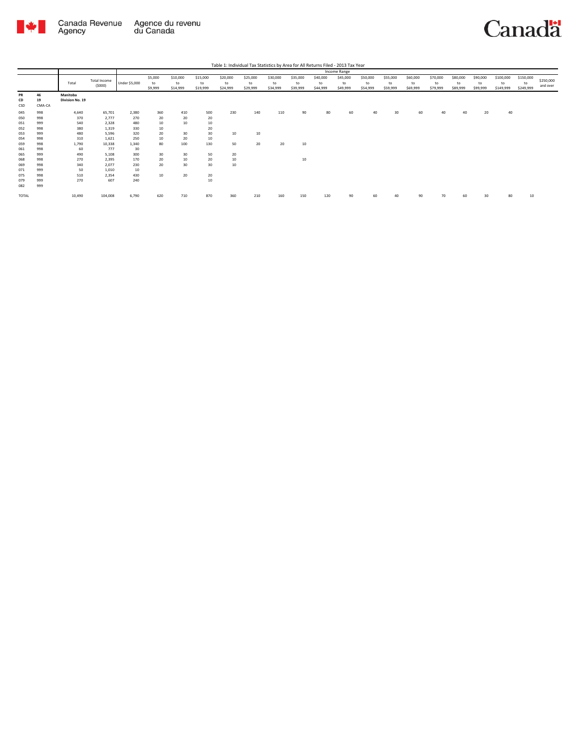Table 1: Individual Tax Statistics by Area for All Returns Filed - 2013 Tax Year

| | | Total | Total Income ($000) | Income Range | | | | | | | | | | | | | | | | | | |
|---|---|---|---|---|---|---|---|---|---|---|---|---|---|---|---|---|---|---|---|---|---|---|
| | | | | Under $5,000 | $5,000 to $9,999 | $10,000 to $14,999 | $15,000 to $19,999 | $20,000 to $24,999 | $25,000 to $29,999 | $30,000 to $34,999 | $35,000 to $39,999 | $40,000 to $44,999 | $45,000 to $49,999 | $50,000 to $54,999 | $55,000 to $59,999 | $60,000 to $69,999 | $70,000 to $79,999 | $80,000 to $89,999 | $90,000 to $99,999 | $100,000 to $149,999 | $150,000 to $249,999 | $250,000 and over |
| PR | 46 | Manitoba | | | | | | | | | | | | | | | | | | | | |
| CD | 19 | Division No. 19 | | | | | | | | | | | | | | | | | | | | |
| CSD | CMA-CA | | | | | | | | | | | | | | | | | | | | | |
| 045 | 998 | 4,640 | 65,701 | 2,380 | 360 | 410 | 500 | 230 | 140 | 110 | 90 | 80 | 60 | 40 | 30 | 60 | 40 | 40 | 20 | 40 | | |
| 050 | 998 | 370 | 2,777 | 270 | 20 | 20 | 20 | | | | | | | | | | | | | | | |
| 051 | 999 | 540 | 2,328 | 480 | 10 | 10 | 10 | | | | | | | | | | | | | | | |
| 052 | 998 | 380 | 1,319 | 330 | 10 | | 20 | | | | | | | | | | | | | | | |
| 053 | 999 | 480 | 5,596 | 320 | 20 | 30 | 30 | 10 | 10 | | | | | | | | | | | | | |
| 054 | 998 | 310 | 1,621 | 250 | 10 | 20 | 10 | | | | | | | | | | | | | | | |
| 059 | 998 | 1,790 | 10,338 | 1,340 | 80 | 100 | 130 | 50 | 20 | 20 | 10 | | | | | | | | | | | |
| 061 | 998 | 60 | 777 | 30 | | | | | | | | | | | | | | | | | | |
| 065 | 999 | 490 | 5,108 | 300 | 30 | 30 | 50 | 20 | | | | | | | | | | | | | | |
| 068 | 998 | 270 | 2,395 | 170 | 20 | 10 | 20 | 10 | | | 10 | | | | | | | | | | | |
| 069 | 998 | 340 | 2,077 | 230 | 20 | 30 | 30 | 10 | | | | | | | | | | | | | | |
| 071 | 999 | 50 | 1,010 | 10 | | | | | | | | | | | | | | | | | | |
| 075 | 998 | 510 | 2,354 | 430 | 10 | 20 | 20 | | | | | | | | | | | | | | | |
| 079 | 999 | 270 | 607 | 240 | | | 10 | | | | | | | | | | | | | | | |
| 082 | 999 | | | | | | | | | | | | | | | | | | | | | |
| TOTAL | | 10,490 | 104,008 | 6,790 | 620 | 710 | 870 | 360 | 210 | 160 | 150 | 120 | 90 | 60 | 40 | 90 | 70 | 60 | 30 | 80 | 10 | |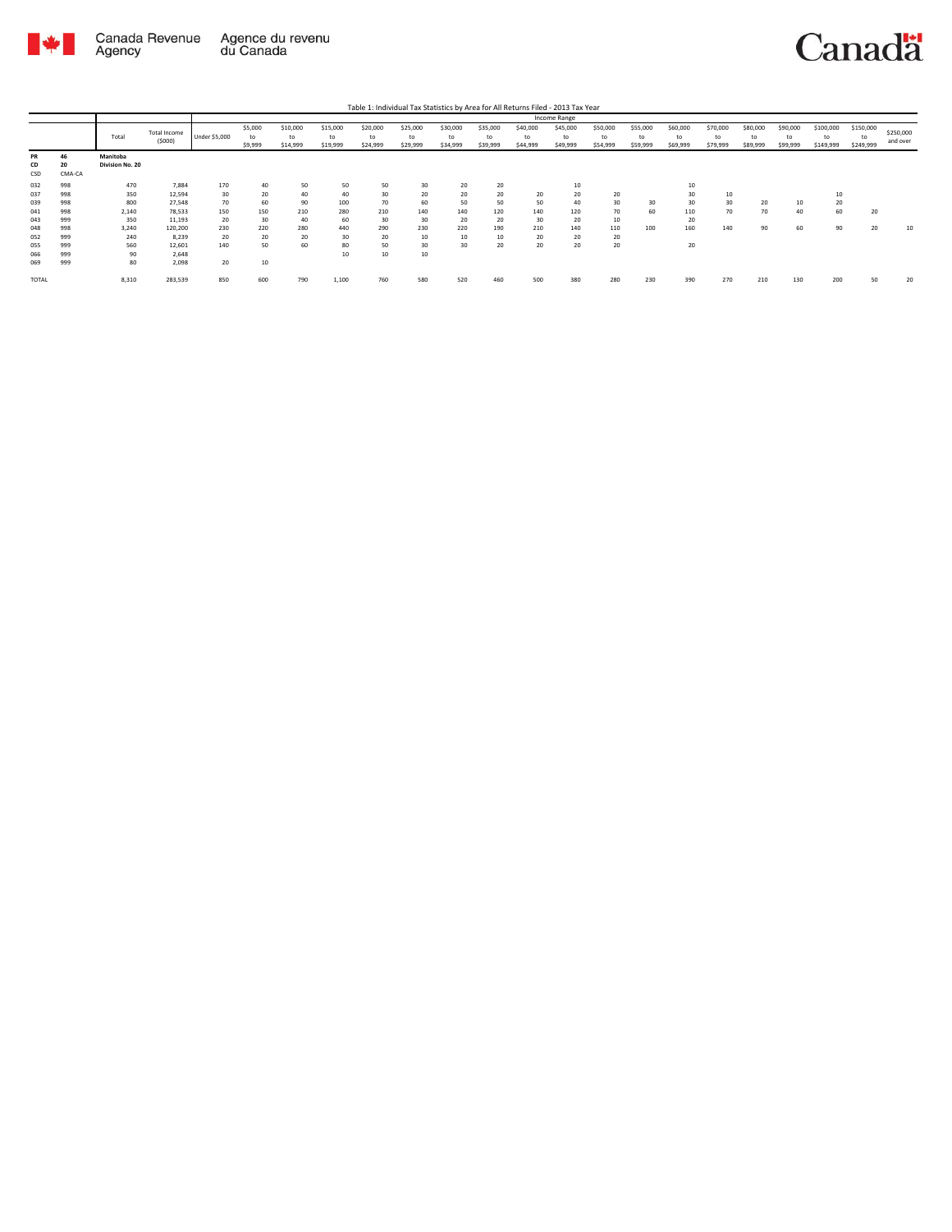Table 1: Individual Tax Statistics by Area for All Returns Filed - 2013 Tax Year

| | | Total | Total Income ($000) | Income Range | | | | | | | | | | | | | | | | | | |
|---|---|---|---|---|---|---|---|---|---|---|---|---|---|---|---|---|---|---|---|---|---|---|
| | | | | Under $5,000 | $5,000 to $9,999 | $10,000 to $14,999 | $15,000 to $19,999 | $20,000 to $24,999 | $25,000 to $29,999 | $30,000 to $34,999 | $35,000 to $39,999 | $40,000 to $44,999 | $45,000 to $49,999 | $50,000 to $54,999 | $55,000 to $59,999 | $60,000 to $69,999 | $70,000 to $79,999 | $80,000 to $89,999 | $90,000 to $99,999 | $100,000 to $149,999 | $150,000 to $249,999 | $250,000 and over |
| **PR** | **46** | **Manitoba** | | | | | | | | | | | | | | | | | | | | |
| **CD** | **20** | **Division No. 20** | | | | | | | | | | | | | | | | | | | | |
| CSD | CMA-CA | | | | | | | | | | | | | | | | | | | | | |
| 032 | 998 | 470 | 7,884 | 170 | 40 | 50 | 50 | 50 | 30 | 20 | 20 | | 10 | | | 10 | | | | | | |
| 037 | 998 | 350 | 12,594 | 30 | 20 | 40 | 40 | 30 | 20 | 20 | 20 | 20 | 20 | 20 | | 30 | 10 | | | 10 | | |
| 039 | 998 | 800 | 27,548 | 70 | 60 | 90 | 100 | 70 | 60 | 50 | 50 | 50 | 40 | 30 | 30 | 30 | 30 | 20 | 10 | 20 | | |
| 041 | 998 | 2,140 | 78,533 | 150 | 150 | 210 | 280 | 210 | 140 | 140 | 120 | 140 | 120 | 70 | 60 | 110 | 70 | 70 | 40 | 60 | 20 | |
| 043 | 999 | 350 | 11,193 | 20 | 30 | 40 | 60 | 30 | 30 | 20 | 20 | 30 | 20 | 10 | | 20 | | | | | | |
| 048 | 998 | 3,240 | 120,200 | 230 | 220 | 280 | 440 | 290 | 230 | 220 | 190 | 210 | 140 | 110 | 100 | 160 | 140 | 90 | 60 | 90 | 20 | 10 |
| 052 | 999 | 240 | 8,239 | 20 | 20 | 20 | 30 | 20 | 10 | 10 | 10 | 20 | 20 | 20 | | | | | | | | |
| 055 | 999 | 560 | 12,601 | 140 | 50 | 60 | 80 | 50 | 30 | 30 | 20 | 20 | 20 | 20 | | 20 | | | | | | |
| 066 | 999 | 90 | 2,648 | | | | 10 | 10 | 10 | | | | | | | | | | | | | |
| 069 | 999 | 80 | 2,098 | 20 | 10 | | | | | | | | | | | | | | | | | |
| TOTAL | | 8,310 | 283,539 | 850 | 600 | 790 | 1,100 | 760 | 580 | 520 | 460 | 500 | 380 | 280 | 230 | 390 | 270 | 210 | 130 | 200 | 50 | 20 |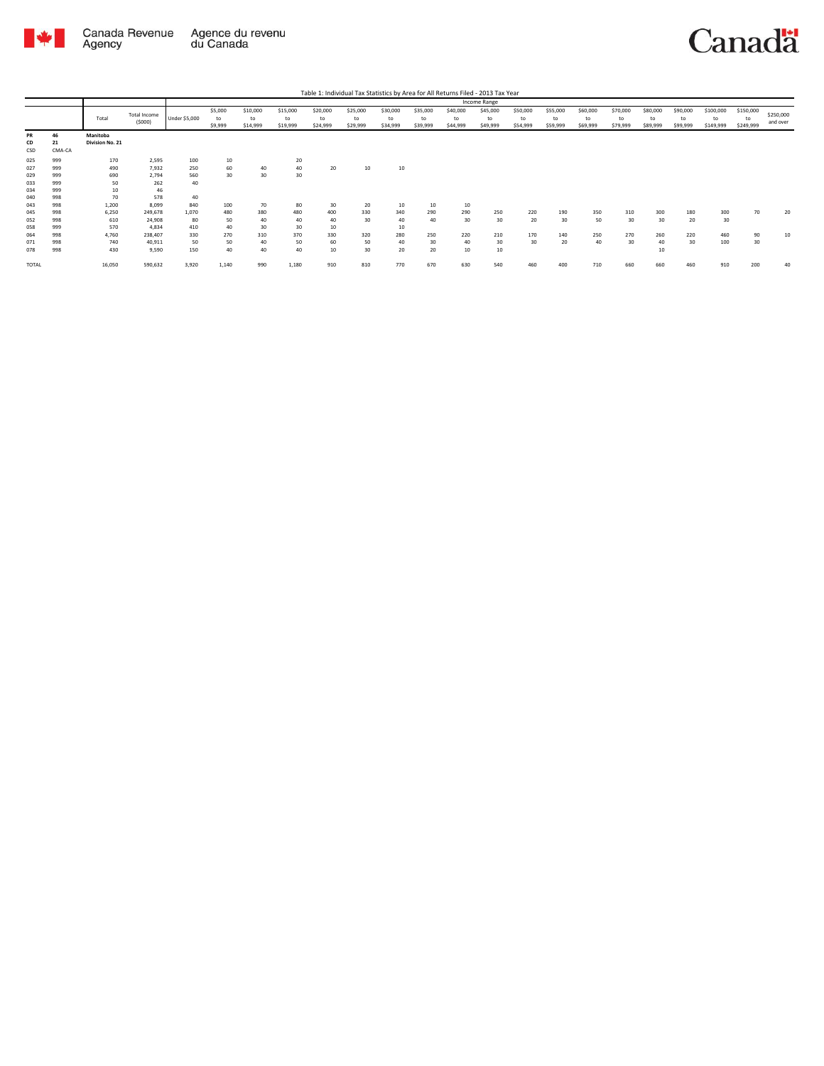Table 1: Individual Tax Statistics by Area for All Returns Filed - 2013 Tax Year

| | | Total | Total Income ($000) | Income Range | | | | | | | | | | | | | | | | | | |
|---|---|---|---|---|---|---|---|---|---|---|---|---|---|---|---|---|---|---|---|---|---|---|
| | | | | Under $5,000 | $5,000 to $9,999 | $10,000 to $14,999 | $15,000 to $19,999 | $20,000 to $24,999 | $25,000 to $29,999 | $30,000 to $34,999 | $35,000 to $39,999 | $40,000 to $44,999 | $45,000 to $49,999 | $50,000 to $54,999 | $55,000 to $59,999 | $60,000 to $69,999 | $70,000 to $79,999 | $80,000 to $89,999 | $90,000 to $99,999 | $100,000 to $149,999 | $150,000 to $249,999 | $250,000 and over |
| PR | 46 | **Manitoba** | | | | | | | | | | | | | | | | | | | | |
| CD | 21 | **Division No. 21** | | | | | | | | | | | | | | | | | | | | |
| CSD | CMA-CA | | | | | | | | | | | | | | | | | | | | | |
| 025 | 999 | 170 | 2,595 | 100 | 10 | | 20 | | | | | | | | | | | | | | | |
| 027 | 999 | 490 | 7,932 | 250 | 60 | 40 | 40 | 20 | 10 | 10 | | | | | | | | | | | | |
| 029 | 999 | 690 | 2,794 | 560 | 30 | 30 | 30 | | | | | | | | | | | | | | | |
| 033 | 999 | 50 | 262 | 40 | | | | | | | | | | | | | | | | | | |
| 034 | 999 | 10 | 46 | | | | | | | | | | | | | | | | | | | |
| 040 | 998 | 70 | 578 | 40 | | | | | | | | | | | | | | | | | | |
| 043 | 998 | 1,200 | 8,099 | 840 | 100 | 70 | 80 | 30 | 20 | 10 | 10 | 10 | | | | | | | | | | |
| 045 | 998 | 6,250 | 249,678 | 1,070 | 480 | 380 | 480 | 400 | 330 | 340 | 290 | 290 | 250 | 220 | 190 | 350 | 310 | 300 | 180 | 300 | 70 | 20 |
| 052 | 998 | 610 | 24,908 | 80 | 50 | 40 | 40 | 40 | 30 | 40 | 40 | 30 | 30 | 20 | 30 | 50 | 30 | 30 | 20 | 30 | | |
| 058 | 999 | 570 | 4,834 | 410 | 40 | 30 | 30 | 10 | | 10 | | | | | | | | | | | | |
| 064 | 998 | 4,760 | 238,407 | 330 | 270 | 310 | 370 | 330 | 320 | 280 | 250 | 220 | 210 | 170 | 140 | 250 | 270 | 260 | 220 | 460 | 90 | 10 |
| 071 | 998 | 740 | 40,911 | 50 | 50 | 40 | 50 | 60 | 50 | 40 | 30 | 40 | 30 | 30 | 20 | 40 | 30 | 40 | 30 | 100 | 30 | |
| 078 | 998 | 430 | 9,590 | 150 | 40 | 40 | 40 | 10 | 30 | 20 | 20 | 10 | 10 | | | | | 10 | | | | |
| TOTAL | | 16,050 | 590,632 | 3,920 | 1,140 | 990 | 1,180 | 910 | 810 | 770 | 670 | 630 | 540 | 460 | 400 | 710 | 660 | 660 | 460 | 910 | 200 | 40 |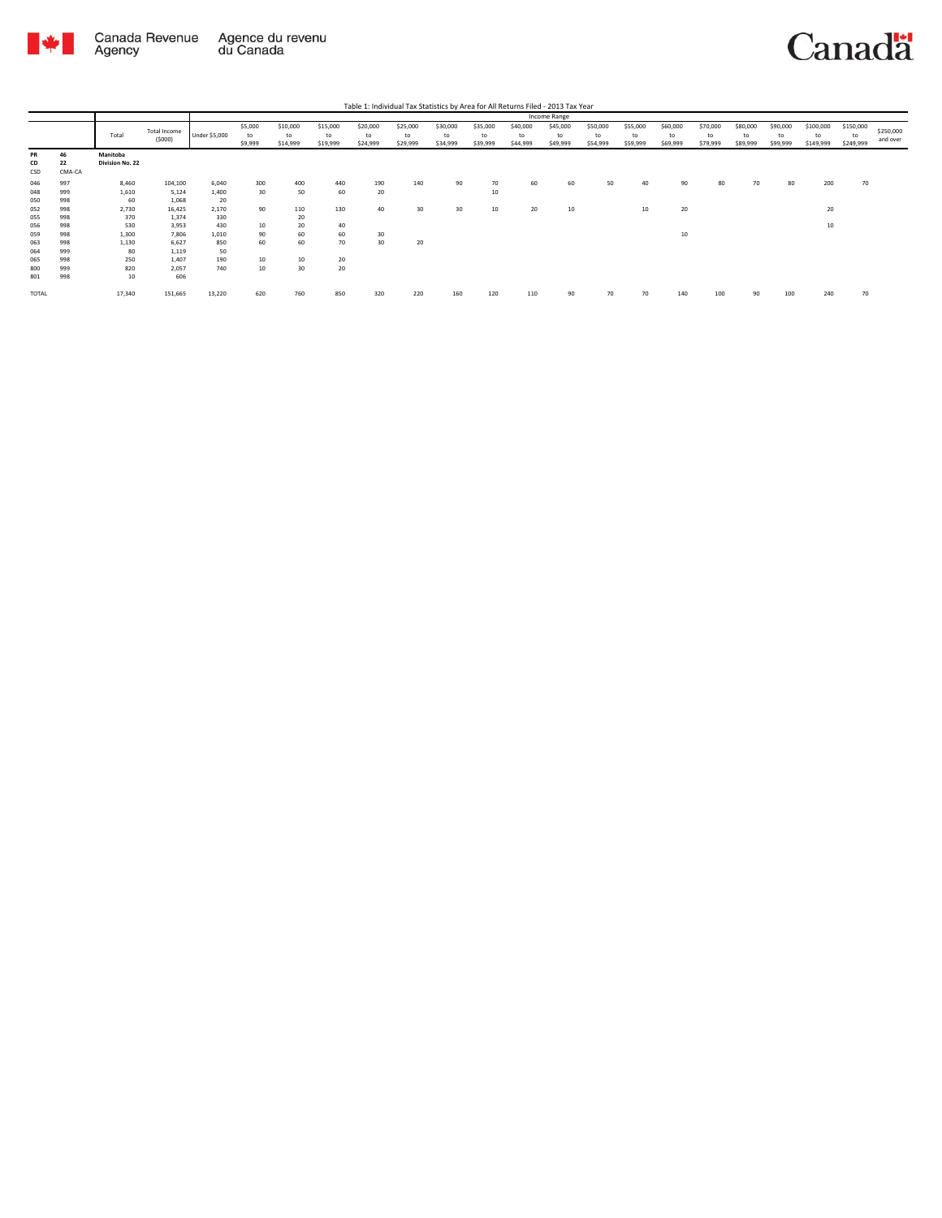Table 1: Individual Tax Statistics by Area for All Returns Filed - 2013 Tax Year

| | | Total | Total Income ($000) | Income Range | | | | | | | | | | | | | | | | | | |
|---|---|---|---|---|---|---|---|---|---|---|---|---|---|---|---|---|---|---|---|---|---|---|
| | | | | Under $5,000 | $5,000 to $9,999 | $10,000 to $14,999 | $15,000 to $19,999 | $20,000 to $24,999 | $25,000 to $29,999 | $30,000 to $34,999 | $35,000 to $39,999 | $40,000 to $44,999 | $45,000 to $49,999 | $50,000 to $54,999 | $55,000 to $59,999 | $60,000 to $69,999 | $70,000 to $79,999 | $80,000 to $89,999 | $90,000 to $99,999 | $100,000 to $149,999 | $150,000 to $249,999 | $250,000 and over |
| PR | 46 | Manitoba | | | | | | | | | | | | | | | | | | | | |
| CD | 22 | Division No. 22 | | | | | | | | | | | | | | | | | | | | |
| CSD | CMA-CA | | | | | | | | | | | | | | | | | | | | | |
| 046 | 997 | 8,460 | 104,100 | 6,040 | 300 | 400 | 440 | 190 | 140 | 90 | 70 | 60 | 60 | 50 | 40 | 90 | 80 | 70 | 80 | 200 | 70 | |
| 048 | 999 | 1,610 | 5,124 | 1,400 | 30 | 50 | 60 | 20 | | | 10 | | | | | | | | | | | |
| 050 | 998 | 60 | 1,068 | 20 | | | | | | | | | | | | | | | | | | |
| 052 | 998 | 2,730 | 16,425 | 2,170 | 90 | 110 | 130 | 40 | 30 | 30 | 10 | 20 | 10 | | 10 | 20 | | | | 20 | | |
| 055 | 998 | 370 | 1,374 | 330 | | 20 | | | | | | | | | | | | | | | | |
| 056 | 998 | 530 | 3,953 | 430 | 10 | 20 | 40 | | | | | | | | | | | | | 10 | | |
| 059 | 998 | 1,300 | 7,806 | 1,010 | 90 | 60 | 60 | 30 | | | | | | | | 10 | | | | | | |
| 063 | 998 | 1,130 | 6,627 | 850 | 60 | 60 | 70 | 30 | 20 | | | | | | | | | | | | | |
| 064 | 999 | 80 | 1,119 | 50 | | | | | | | | | | | | | | | | | | |
| 065 | 998 | 250 | 1,407 | 190 | 10 | 10 | 20 | | | | | | | | | | | | | | | |
| 800 | 999 | 820 | 2,057 | 740 | 10 | 30 | 20 | | | | | | | | | | | | | | | |
| 801 | 998 | 10 | 606 | | | | | | | | | | | | | | | | | | | |
| TOTAL | | 17,340 | 151,665 | 13,220 | 620 | 760 | 850 | 320 | 220 | 160 | 120 | 110 | 90 | 70 | 70 | 140 | 100 | 90 | 100 | 240 | 70 | |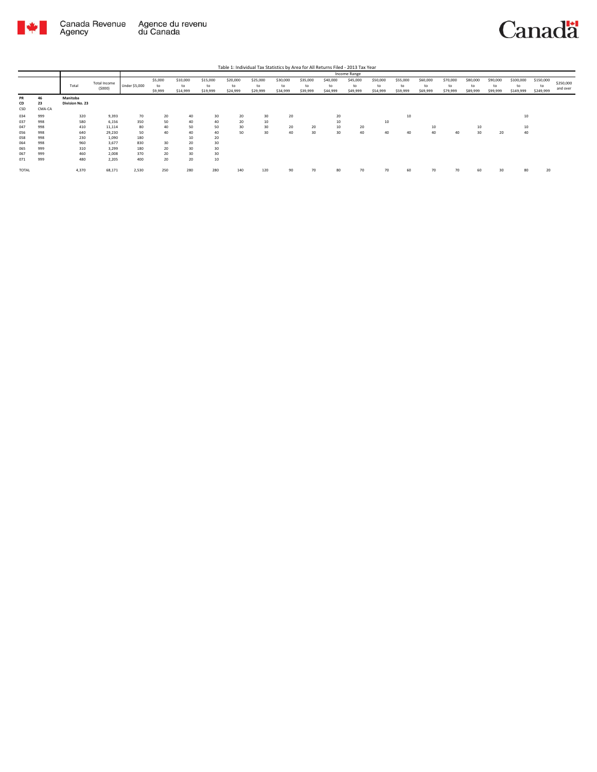Table 1: Individual Tax Statistics by Area for All Returns Filed - 2013 Tax Year

| | | Total | Total Income ($000) | Income Range | | | | | | | | | | | | | | | | | | |
|---|---|---|---|---|---|---|---|---|---|---|---|---|---|---|---|---|---|---|---|---|---|---|
| | | | | Under $5,000 | $5,000 to $9,999 | $10,000 to $14,999 | $15,000 to $19,999 | $20,000 to $24,999 | $25,000 to $29,999 | $30,000 to $34,999 | $35,000 to $39,999 | $40,000 to $44,999 | $45,000 to $49,999 | $50,000 to $54,999 | $55,000 to $59,999 | $60,000 to $69,999 | $70,000 to $79,999 | $80,000 to $89,999 | $90,000 to $99,999 | $100,000 to $149,999 | $150,000 to $249,999 | $250,000 and over |
| **PR** | **46** | **Manitoba** | | | | | | | | | | | | | | | | | | | | |
| **CD** | **23** | **Division No. 23** | | | | | | | | | | | | | | | | | | | | |
| CSD | CMA-CA | | | | | | | | | | | | | | | | | | | | | |
| 034 | 999 | 320 | 9,393 | 70 | 20 | 40 | 30 | 20 | 30 | 20 | | 20 | | | 10 | | | | | 10 | | |
| 037 | 998 | 580 | 6,156 | 350 | 50 | 40 | 40 | 20 | 10 | | | 10 | | 10 | | | | | | | | |
| 047 | 998 | 410 | 11,114 | 80 | 40 | 50 | 50 | 30 | 30 | 20 | 20 | 10 | 20 | | | 10 | | 10 | | 10 | | |
| 056 | 998 | 640 | 29,230 | 50 | 40 | 40 | 40 | 50 | 30 | 40 | 30 | 30 | 40 | 40 | 40 | 40 | 40 | 30 | 20 | 40 | | |
| 058 | 998 | 230 | 1,090 | 180 | | 10 | 20 | | | | | | | | | | | | | | | |
| 064 | 998 | 960 | 3,677 | 830 | 30 | 20 | 30 | | | | | | | | | | | | | | | |
| 065 | 999 | 310 | 3,299 | 180 | 20 | 30 | 30 | | | | | | | | | | | | | | | |
| 067 | 999 | 460 | 2,008 | 370 | 20 | 30 | 30 | | | | | | | | | | | | | | | |
| 071 | 999 | 480 | 2,205 | 400 | 20 | 20 | 10 | | | | | | | | | | | | | | | |
| TOTAL | | 4,370 | 68,171 | 2,530 | 250 | 280 | 280 | 140 | 120 | 90 | 70 | 80 | 70 | 70 | 60 | 70 | 70 | 60 | 30 | 80 | 20 | |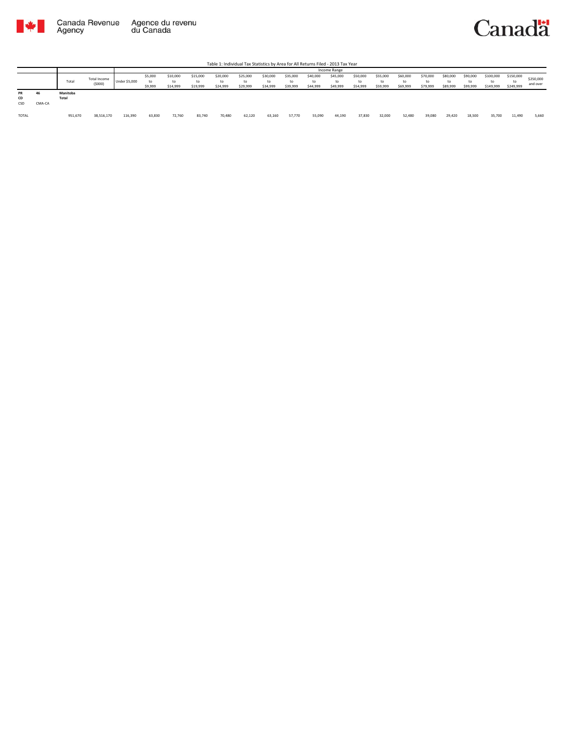Canada Revenue Agency / Agence du revenu du Canada

Canada

Table 1: Individual Tax Statistics by Area for All Returns Filed - 2013 Tax Year

| | | | | Income Range | | | | | | | | | | | | | | | | | | | |
|---|---|---|---|---|---|---|---|---|---|---|---|---|---|---|---|---|---|---|---|---|---|---|---|
| | | Total | Total Income ($000) | Under $5,000 | $5,000 to $9,999 | $10,000 to $14,999 | $15,000 to $19,999 | $20,000 to $24,999 | $25,000 to $29,999 | $30,000 to $34,999 | $35,000 to $39,999 | $40,000 to $44,999 | $45,000 to $49,999 | $50,000 to $54,999 | $55,000 to $59,999 | $60,000 to $69,999 | $70,000 to $79,999 | $80,000 to $89,999 | $90,000 to $99,999 | $100,000 to $149,999 | $150,000 to $249,999 | $250,000 and over |
| **PR** | **46** | **Manitoba** | | | | | | | | | | | | | | | | | | | | | |
| **CD** | | **Total** | | | | | | | | | | | | | | | | | | | | | |
| CSD | CMA-CA | | | | | | | | | | | | | | | | | | | | | | |
| TOTAL | | 951,670 | 38,516,170 | 116,390 | 63,830 | 72,760 | 83,740 | 70,480 | 62,120 | 63,160 | 57,770 | 55,090 | 44,190 | 37,830 | 32,000 | 52,480 | 39,080 | 29,420 | 18,500 | 35,700 | 11,490 | 5,660 |